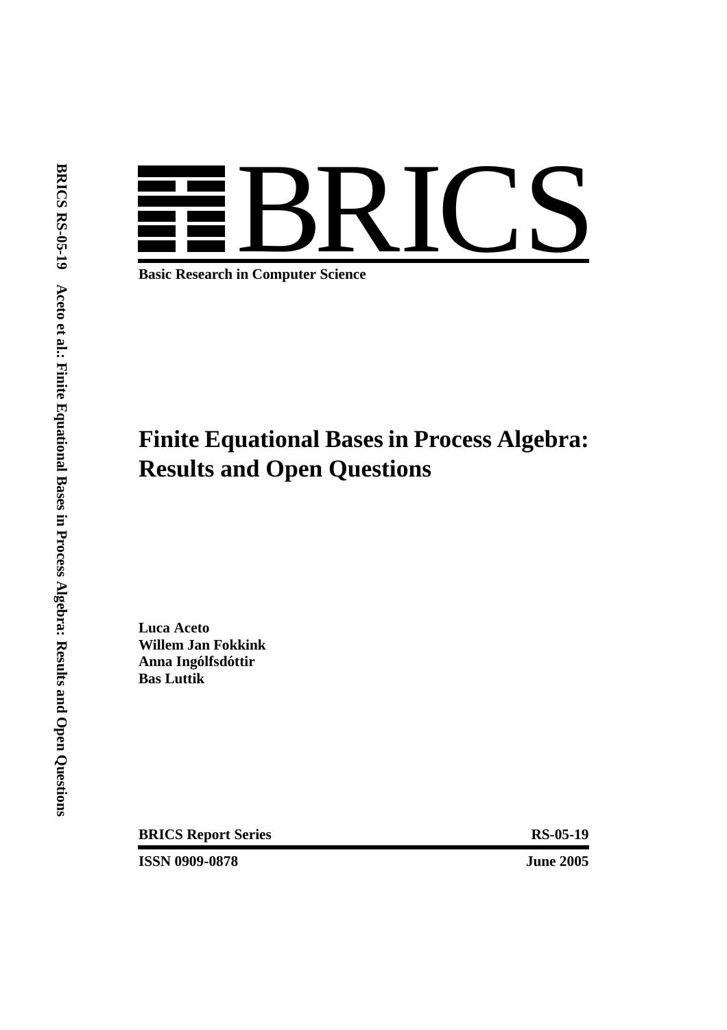# BRICS

**Basic Research in Computer Science**

# Finite Equational Bases in Process Algebra: Results and Open Questions

**Luca Aceto**
**Willem Jan Fokkink**
**Anna Ingólfsdóttir**
**Bas Luttik**

**BRICS Report Series** **RS-05-19**

**ISSN 0909-0878** **June 2005**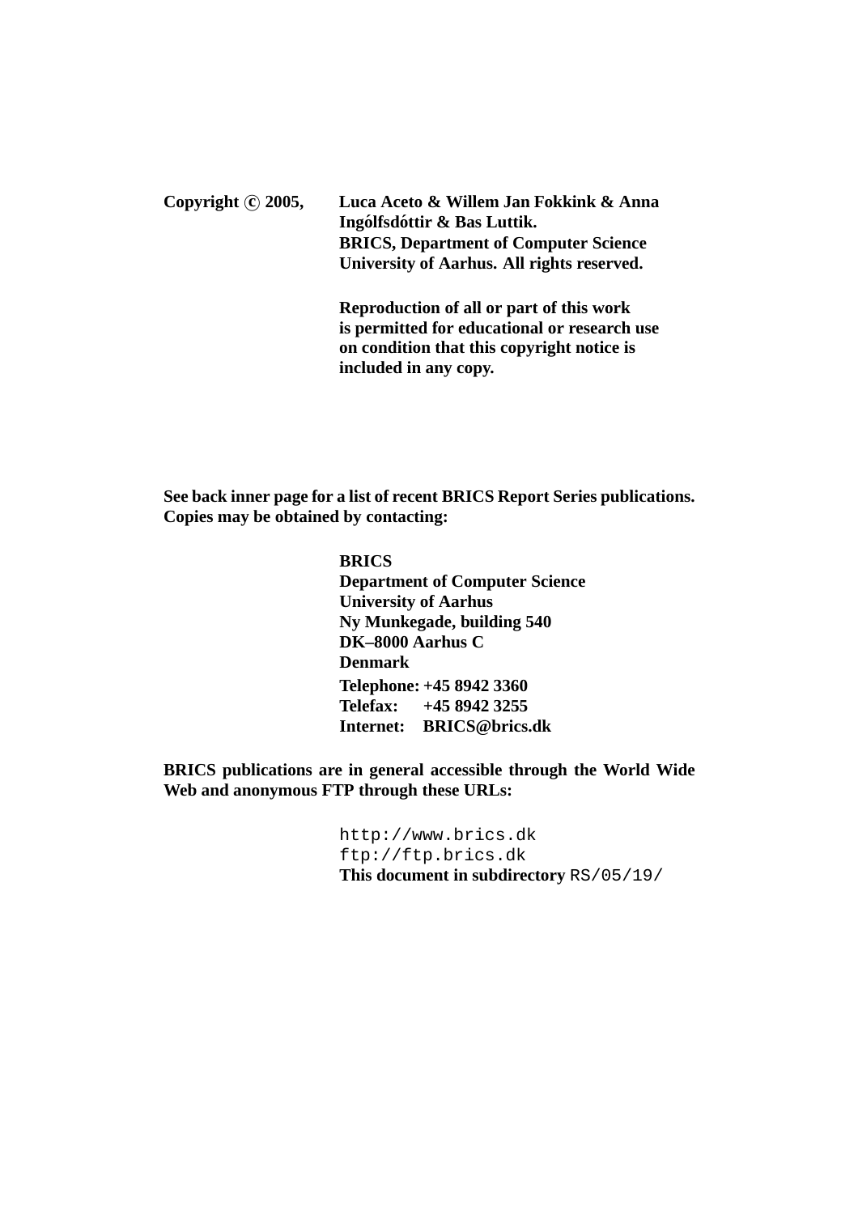**Copyright © 2005, Luca Aceto & Willem Jan Fokkink & Anna Ingólfsdóttir & Bas Luttik. BRICS, Department of Computer Science University of Aarhus. All rights reserved.**

**Reproduction of all or part of this work is permitted for educational or research use on condition that this copyright notice is included in any copy.**

**See back inner page for a list of recent BRICS Report Series publications. Copies may be obtained by contacting:**

**BRICS**
**Department of Computer Science**
**University of Aarhus**
**Ny Munkegade, building 540**
**DK–8000 Aarhus C**
**Denmark**
**Telephone: +45 8942 3360**
**Telefax: +45 8942 3255**
**Internet: BRICS@brics.dk**

**BRICS publications are in general accessible through the World Wide Web and anonymous FTP through these URLs:**

```
http://www.brics.dk
ftp://ftp.brics.dk
```

**This document in subdirectory** `RS/05/19/`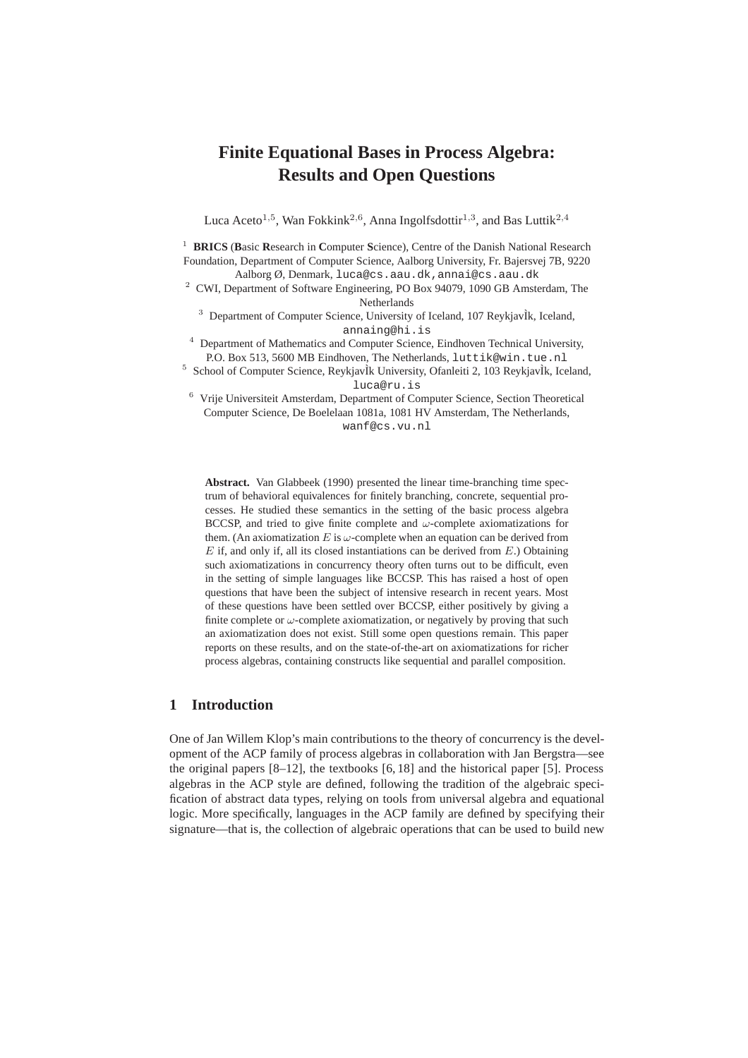# Finite Equational Bases in Process Algebra: Results and Open Questions

Luca Aceto[1,5], Wan Fokkink[2,6], Anna Ingolfsdottir[1,3], and Bas Luttik[2,4]

[1] **BRICS** (**B**asic **R**esearch in **C**omputer **S**cience), Centre of the Danish National Research Foundation, Department of Computer Science, Aalborg University, Fr. Bajersvej 7B, 9220 Aalborg Ø, Denmark, luca@cs.aau.dk,annai@cs.aau.dk

[2] CWI, Department of Software Engineering, PO Box 94079, 1090 GB Amsterdam, The Netherlands

[3] Department of Computer Science, University of Iceland, 107 ReykjavÌk, Iceland, annaing@hi.is

[4] Department of Mathematics and Computer Science, Eindhoven Technical University, P.O. Box 513, 5600 MB Eindhoven, The Netherlands, luttik@win.tue.nl

[5] School of Computer Science, ReykjavÌk University, Ofanleiti 2, 103 ReykjavÌk, Iceland, luca@ru.is

[6] Vrije Universiteit Amsterdam, Department of Computer Science, Section Theoretical Computer Science, De Boelelaan 1081a, 1081 HV Amsterdam, The Netherlands, wanf@cs.vu.nl

**Abstract.** Van Glabbeek (1990) presented the linear time-branching time spectrum of behavioral equivalences for finitely branching, concrete, sequential processes. He studied these semantics in the setting of the basic process algebra BCCSP, and tried to give finite complete and $\omega$-complete axiomatizations for them. (An axiomatization $E$ is $\omega$-complete when an equation can be derived from $E$ if, and only if, all its closed instantiations can be derived from $E$.) Obtaining such axiomatizations in concurrency theory often turns out to be difficult, even in the setting of simple languages like BCCSP. This has raised a host of open questions that have been the subject of intensive research in recent years. Most of these questions have been settled over BCCSP, either positively by giving a finite complete or $\omega$-complete axiomatization, or negatively by proving that such an axiomatization does not exist. Still some open questions remain. This paper reports on these results, and on the state-of-the-art on axiomatizations for richer process algebras, containing constructs like sequential and parallel composition.

## 1 Introduction

One of Jan Willem Klop's main contributions to the theory of concurrency is the development of the ACP family of process algebras in collaboration with Jan Bergstra—see the original papers [8–12], the textbooks [6, 18] and the historical paper [5]. Process algebras in the ACP style are defined, following the tradition of the algebraic specification of abstract data types, relying on tools from universal algebra and equational logic. More specifically, languages in the ACP family are defined by specifying their signature—that is, the collection of algebraic operations that can be used to build new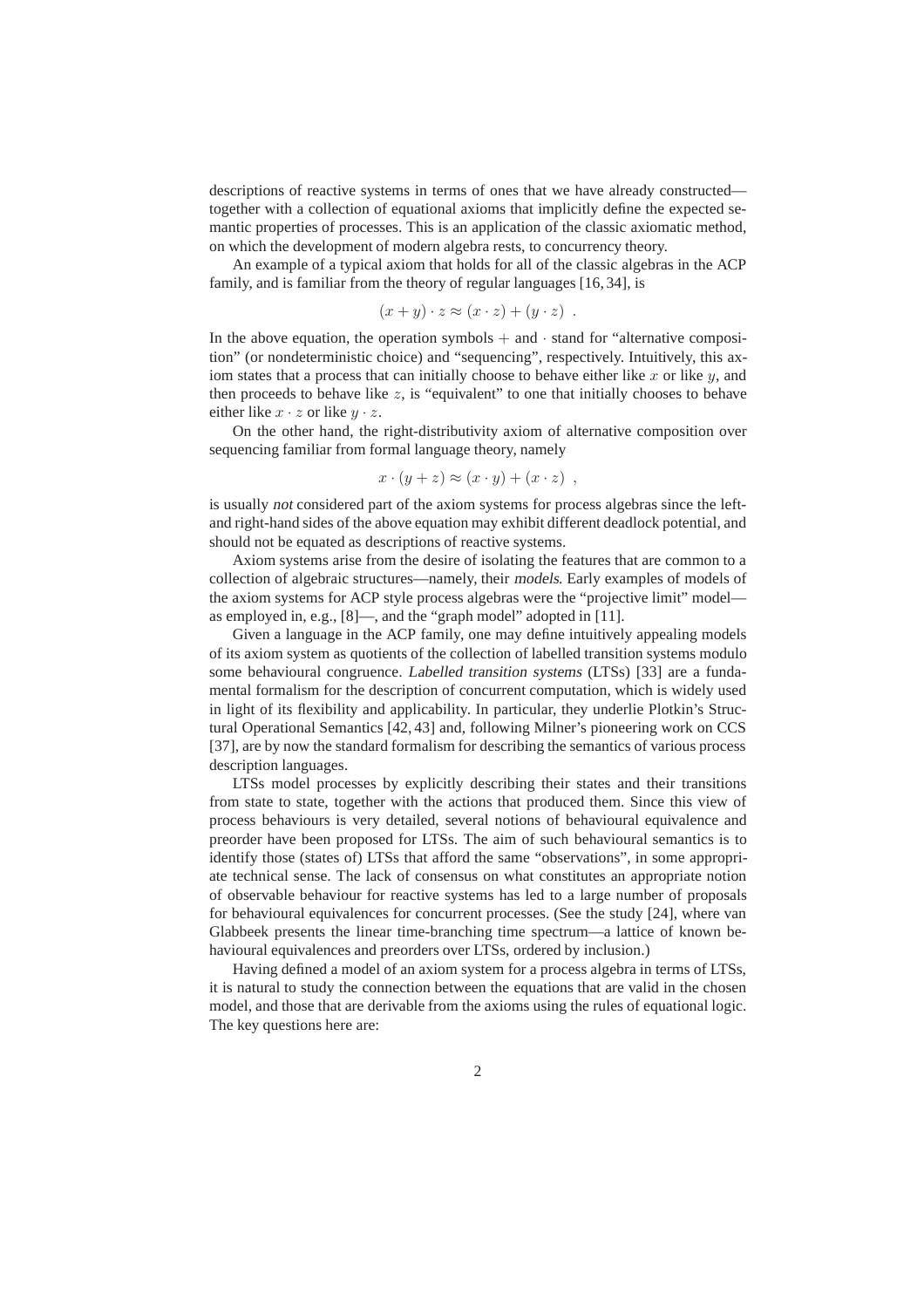descriptions of reactive systems in terms of ones that we have already constructed—together with a collection of equational axioms that implicitly define the expected semantic properties of processes. This is an application of the classic axiomatic method, on which the development of modern algebra rests, to concurrency theory.

An example of a typical axiom that holds for all of the classic algebras in the ACP family, and is familiar from the theory of regular languages [16, 34], is

$$(x + y) \cdot z \approx (x \cdot z) + (y \cdot z) \ .$$

In the above equation, the operation symbols $+$ and $\cdot$ stand for "alternative composition" (or nondeterministic choice) and "sequencing", respectively. Intuitively, this axiom states that a process that can initially choose to behave either like $x$ or like $y$, and then proceeds to behave like $z$, is "equivalent" to one that initially chooses to behave either like $x \cdot z$ or like $y \cdot z$.

On the other hand, the right-distributivity axiom of alternative composition over sequencing familiar from formal language theory, namely

$$x \cdot (y + z) \approx (x \cdot y) + (x \cdot z) \ ,$$

is usually *not* considered part of the axiom systems for process algebras since the left- and right-hand sides of the above equation may exhibit different deadlock potential, and should not be equated as descriptions of reactive systems.

Axiom systems arise from the desire of isolating the features that are common to a collection of algebraic structures—namely, their *models*. Early examples of models of the axiom systems for ACP style process algebras were the "projective limit" model—as employed in, e.g., [8]—, and the "graph model" adopted in [11].

Given a language in the ACP family, one may define intuitively appealing models of its axiom system as quotients of the collection of labelled transition systems modulo some behavioural congruence. *Labelled transition systems* (LTSs) [33] are a fundamental formalism for the description of concurrent computation, which is widely used in light of its flexibility and applicability. In particular, they underlie Plotkin's Structural Operational Semantics [42, 43] and, following Milner's pioneering work on CCS [37], are by now the standard formalism for describing the semantics of various process description languages.

LTSs model processes by explicitly describing their states and their transitions from state to state, together with the actions that produced them. Since this view of process behaviours is very detailed, several notions of behavioural equivalence and preorder have been proposed for LTSs. The aim of such behavioural semantics is to identify those (states of) LTSs that afford the same "observations", in some appropriate technical sense. The lack of consensus on what constitutes an appropriate notion of observable behaviour for reactive systems has led to a large number of proposals for behavioural equivalences for concurrent processes. (See the study [24], where van Glabbeek presents the linear time-branching time spectrum—a lattice of known behavioural equivalences and preorders over LTSs, ordered by inclusion.)

Having defined a model of an axiom system for a process algebra in terms of LTSs, it is natural to study the connection between the equations that are valid in the chosen model, and those that are derivable from the axioms using the rules of equational logic. The key questions here are: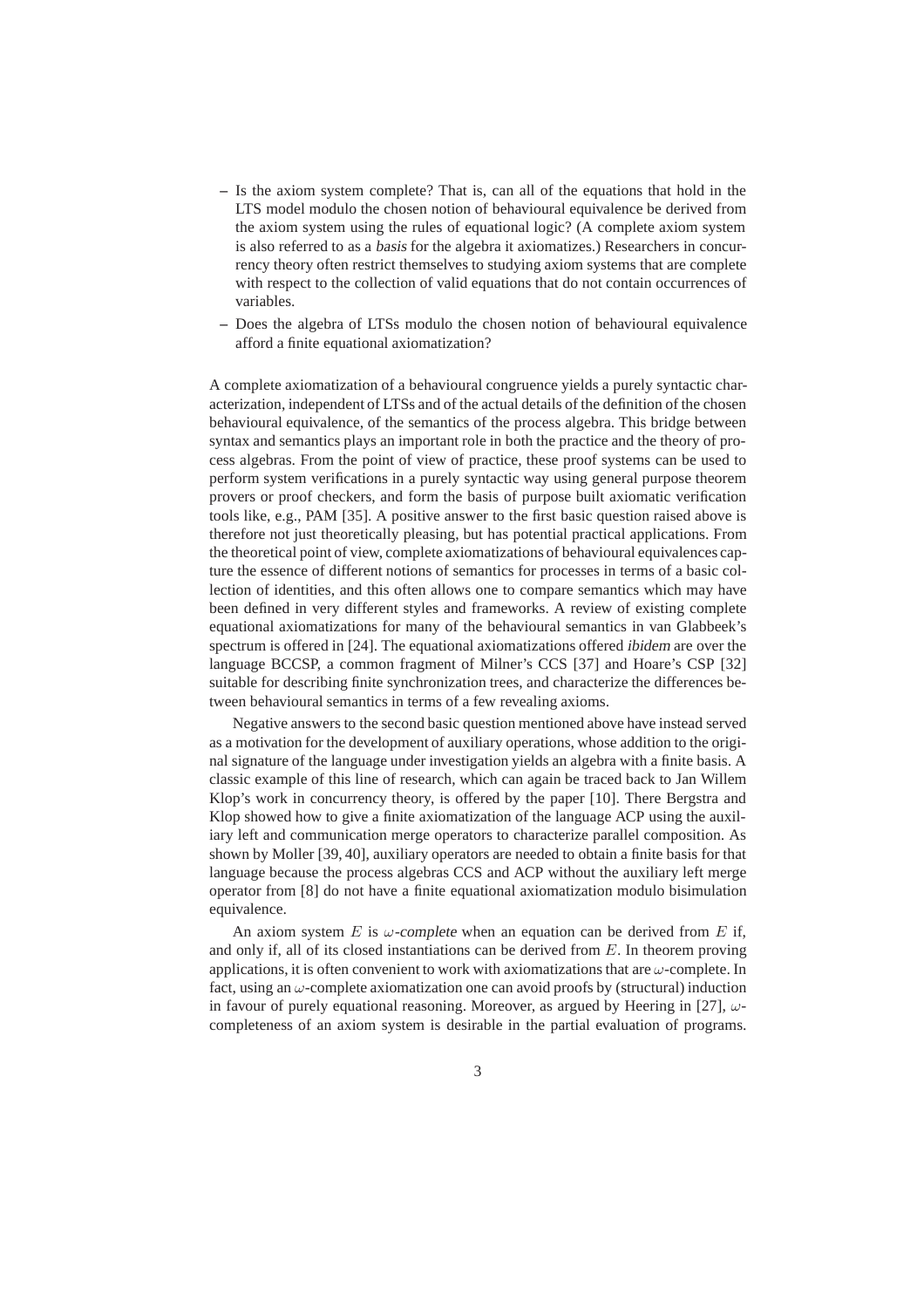- Is the axiom system complete? That is, can all of the equations that hold in the LTS model modulo the chosen notion of behavioural equivalence be derived from the axiom system using the rules of equational logic? (A complete axiom system is also referred to as a *basis* for the algebra it axiomatizes.) Researchers in concurrency theory often restrict themselves to studying axiom systems that are complete with respect to the collection of valid equations that do not contain occurrences of variables.
- Does the algebra of LTSs modulo the chosen notion of behavioural equivalence afford a finite equational axiomatization?

A complete axiomatization of a behavioural congruence yields a purely syntactic characterization, independent of LTSs and of the actual details of the definition of the chosen behavioural equivalence, of the semantics of the process algebra. This bridge between syntax and semantics plays an important role in both the practice and the theory of process algebras. From the point of view of practice, these proof systems can be used to perform system verifications in a purely syntactic way using general purpose theorem provers or proof checkers, and form the basis of purpose built axiomatic verification tools like, e.g., PAM [35]. A positive answer to the first basic question raised above is therefore not just theoretically pleasing, but has potential practical applications. From the theoretical point of view, complete axiomatizations of behavioural equivalences capture the essence of different notions of semantics for processes in terms of a basic collection of identities, and this often allows one to compare semantics which may have been defined in very different styles and frameworks. A review of existing complete equational axiomatizations for many of the behavioural semantics in van Glabbeek's spectrum is offered in [24]. The equational axiomatizations offered *ibidem* are over the language BCCSP, a common fragment of Milner's CCS [37] and Hoare's CSP [32] suitable for describing finite synchronization trees, and characterize the differences between behavioural semantics in terms of a few revealing axioms.

Negative answers to the second basic question mentioned above have instead served as a motivation for the development of auxiliary operations, whose addition to the original signature of the language under investigation yields an algebra with a finite basis. A classic example of this line of research, which can again be traced back to Jan Willem Klop's work in concurrency theory, is offered by the paper [10]. There Bergstra and Klop showed how to give a finite axiomatization of the language ACP using the auxiliary left and communication merge operators to characterize parallel composition. As shown by Moller [39, 40], auxiliary operators are needed to obtain a finite basis for that language because the process algebras CCS and ACP without the auxiliary left merge operator from [8] do not have a finite equational axiomatization modulo bisimulation equivalence.

An axiom system $E$ is $\omega$-*complete* when an equation can be derived from $E$ if, and only if, all of its closed instantiations can be derived from $E$. In theorem proving applications, it is often convenient to work with axiomatizations that are $\omega$-complete. In fact, using an $\omega$-complete axiomatization one can avoid proofs by (structural) induction in favour of purely equational reasoning. Moreover, as argued by Heering in [27], $\omega$-completeness of an axiom system is desirable in the partial evaluation of programs.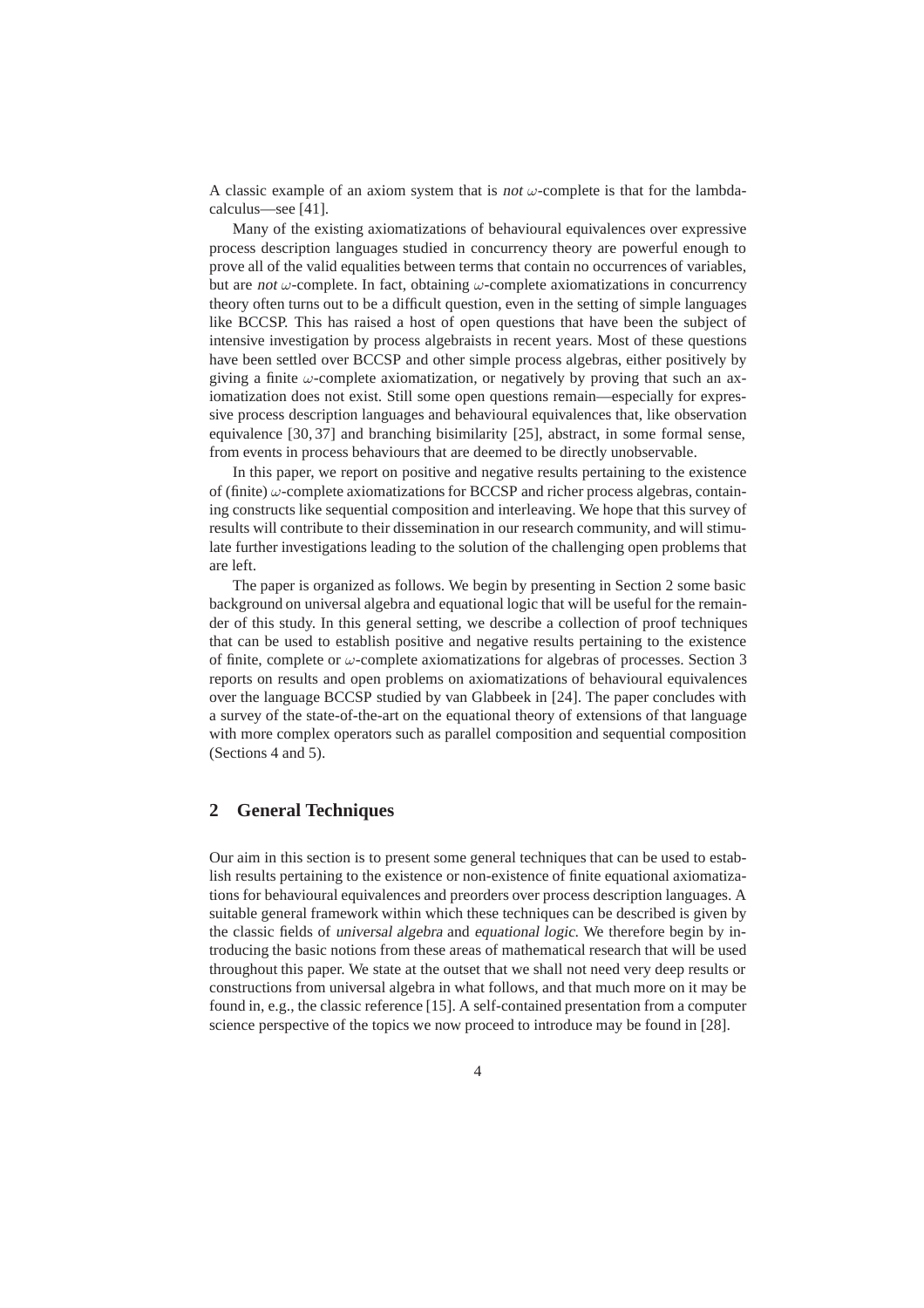A classic example of an axiom system that is *not* $\omega$-complete is that for the lambda-calculus—see [41].

Many of the existing axiomatizations of behavioural equivalences over expressive process description languages studied in concurrency theory are powerful enough to prove all of the valid equalities between terms that contain no occurrences of variables, but are *not* $\omega$-complete. In fact, obtaining $\omega$-complete axiomatizations in concurrency theory often turns out to be a difficult question, even in the setting of simple languages like BCCSP. This has raised a host of open questions that have been the subject of intensive investigation by process algebraists in recent years. Most of these questions have been settled over BCCSP and other simple process algebras, either positively by giving a finite $\omega$-complete axiomatization, or negatively by proving that such an axiomatization does not exist. Still some open questions remain—especially for expressive process description languages and behavioural equivalences that, like observation equivalence [30, 37] and branching bisimilarity [25], abstract, in some formal sense, from events in process behaviours that are deemed to be directly unobservable.

In this paper, we report on positive and negative results pertaining to the existence of (finite) $\omega$-complete axiomatizations for BCCSP and richer process algebras, containing constructs like sequential composition and interleaving. We hope that this survey of results will contribute to their dissemination in our research community, and will stimulate further investigations leading to the solution of the challenging open problems that are left.

The paper is organized as follows. We begin by presenting in Section 2 some basic background on universal algebra and equational logic that will be useful for the remainder of this study. In this general setting, we describe a collection of proof techniques that can be used to establish positive and negative results pertaining to the existence of finite, complete or $\omega$-complete axiomatizations for algebras of processes. Section 3 reports on results and open problems on axiomatizations of behavioural equivalences over the language BCCSP studied by van Glabbeek in [24]. The paper concludes with a survey of the state-of-the-art on the equational theory of extensions of that language with more complex operators such as parallel composition and sequential composition (Sections 4 and 5).

## 2 General Techniques

Our aim in this section is to present some general techniques that can be used to establish results pertaining to the existence or non-existence of finite equational axiomatizations for behavioural equivalences and preorders over process description languages. A suitable general framework within which these techniques can be described is given by the classic fields of *universal algebra* and *equational logic*. We therefore begin by introducing the basic notions from these areas of mathematical research that will be used throughout this paper. We state at the outset that we shall not need very deep results or constructions from universal algebra in what follows, and that much more on it may be found in, e.g., the classic reference [15]. A self-contained presentation from a computer science perspective of the topics we now proceed to introduce may be found in [28].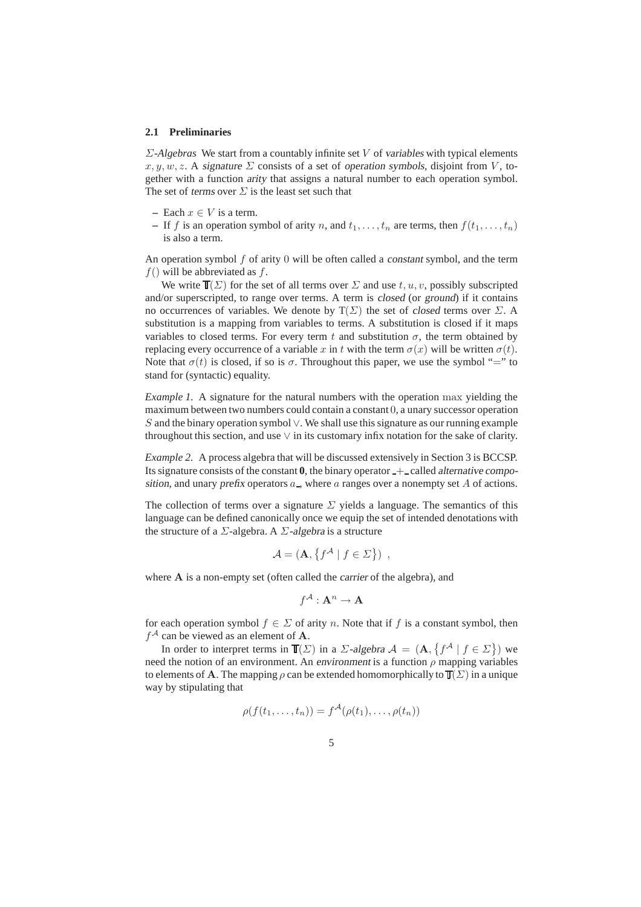### 2.1 Preliminaries

*$\Sigma$-Algebras* We start from a countably infinite set $V$ of *variables* with typical elements $x, y, w, z$. A *signature* $\Sigma$ consists of a set of *operation symbols*, disjoint from $V$, together with a function *arity* that assigns a natural number to each operation symbol. The set of *terms* over $\Sigma$ is the least set such that

- Each $x \in V$ is a term.
- If $f$ is an operation symbol of arity $n$, and $t_1, \ldots, t_n$ are terms, then $f(t_1, \ldots, t_n)$ is also a term.

An operation symbol $f$ of arity 0 will be often called a *constant* symbol, and the term $f()$ will be abbreviated as $f$.

We write $\mathbb{T}(\Sigma)$ for the set of all terms over $\Sigma$ and use $t, u, v$, possibly subscripted and/or superscripted, to range over terms. A term is *closed* (or *ground*) if it contains no occurrences of variables. We denote by $\mathrm{T}(\Sigma)$ the set of *closed* terms over $\Sigma$. A substitution is a mapping from variables to terms. A substitution is closed if it maps variables to closed terms. For every term $t$ and substitution $\sigma$, the term obtained by replacing every occurrence of a variable $x$ in $t$ with the term $\sigma(x)$ will be written $\sigma(t)$. Note that $\sigma(t)$ is closed, if so is $\sigma$. Throughout this paper, we use the symbol "$=$" to stand for (syntactic) equality.

*Example 1.* A signature for the natural numbers with the operation $\max$ yielding the maximum between two numbers could contain a constant 0, a unary successor operation $S$ and the binary operation symbol $\vee$. We shall use this signature as our running example throughout this section, and use $\vee$ in its customary infix notation for the sake of clarity.

*Example 2.* A process algebra that will be discussed extensively in Section 3 is BCCSP. Its signature consists of the constant $\mathbf{0}$, the binary operator $\_+\_$ called *alternative composition*, and unary *prefix* operators $a\_$, where $a$ ranges over a nonempty set $A$ of actions.

The collection of terms over a signature $\Sigma$ yields a language. The semantics of this language can be defined canonically once we equip the set of intended denotations with the structure of a $\Sigma$-algebra. A *$\Sigma$-algebra* is a structure

$$\mathcal{A} = (\mathbf{A}, \{f^{\mathcal{A}} \mid f \in \Sigma\}) \ ,$$

where $\mathbf{A}$ is a non-empty set (often called the *carrier* of the algebra), and

$$f^{\mathcal{A}} : \mathbf{A}^n \to \mathbf{A}$$

for each operation symbol $f \in \Sigma$ of arity $n$. Note that if $f$ is a constant symbol, then $f^{\mathcal{A}}$ can be viewed as an element of $\mathbf{A}$.

In order to interpret terms in $\mathbb{T}(\Sigma)$ in a *$\Sigma$-algebra* $\mathcal{A} = (\mathbf{A}, \{f^{\mathcal{A}} \mid f \in \Sigma\})$ we need the notion of an environment. An *environment* is a function $\rho$ mapping variables to elements of $\mathbf{A}$. The mapping $\rho$ can be extended homomorphically to $\mathbb{T}(\Sigma)$ in a unique way by stipulating that

$$\rho(f(t_1, \ldots, t_n)) = f^{\mathcal{A}}(\rho(t_1), \ldots, \rho(t_n))$$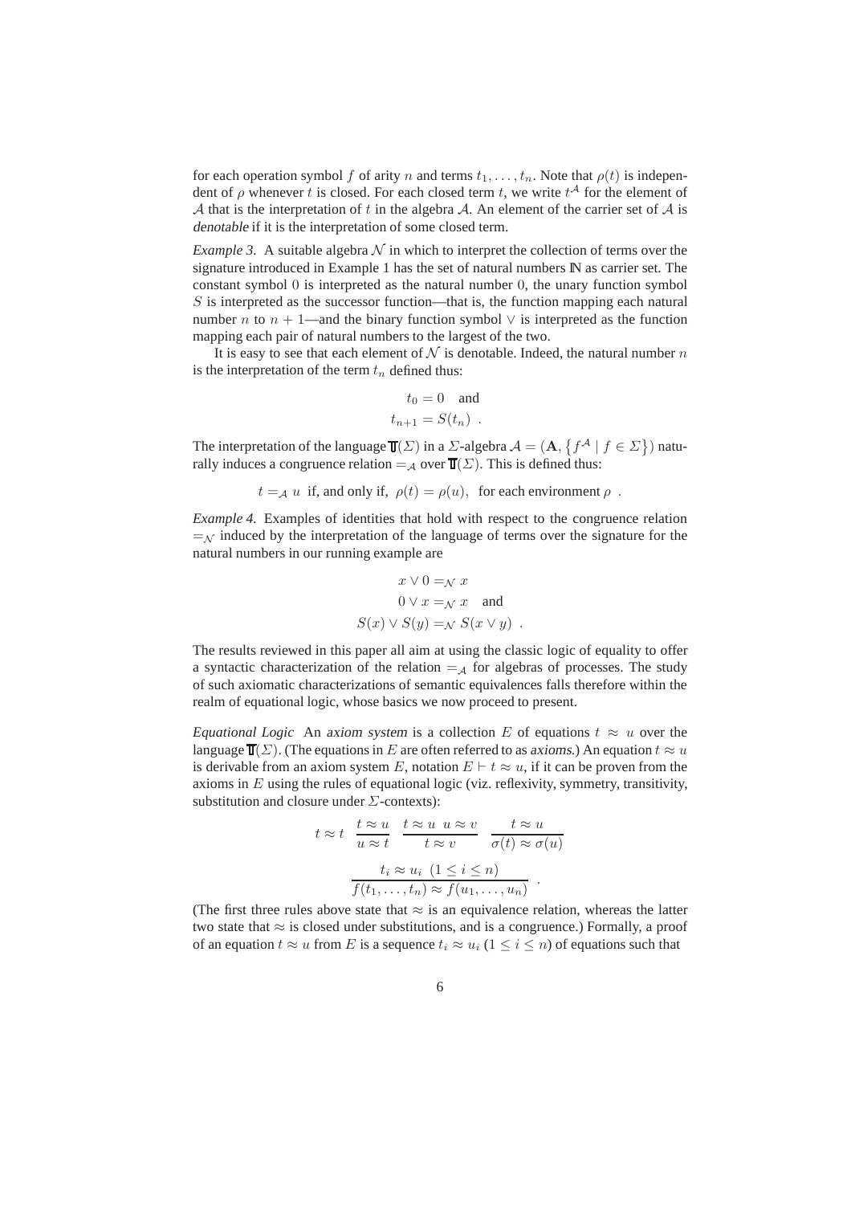for each operation symbol $f$ of arity $n$ and terms $t_1, \ldots, t_n$. Note that $\rho(t)$ is independent of $\rho$ whenever $t$ is closed. For each closed term $t$, we write $t^{\mathcal{A}}$ for the element of $\mathcal{A}$ that is the interpretation of $t$ in the algebra $\mathcal{A}$. An element of the carrier set of $\mathcal{A}$ is *denotable* if it is the interpretation of some closed term.

*Example 3.* A suitable algebra $\mathcal{N}$ in which to interpret the collection of terms over the signature introduced in Example 1 has the set of natural numbers $\mathbb{N}$ as carrier set. The constant symbol $0$ is interpreted as the natural number $0$, the unary function symbol $S$ is interpreted as the successor function—that is, the function mapping each natural number $n$ to $n + 1$—and the binary function symbol $\vee$ is interpreted as the function mapping each pair of natural numbers to the largest of the two.

It is easy to see that each element of $\mathcal{N}$ is denotable. Indeed, the natural number $n$ is the interpretation of the term $t_n$ defined thus:

$$
\begin{aligned}
t_0 &= 0 \quad \text{and} \\
t_{n+1} &= S(t_n) \ .
\end{aligned}
$$

The interpretation of the language $\mathbb{T}(\Sigma)$ in a $\Sigma$-algebra $\mathcal{A} = (\mathbf{A}, \{f^{\mathcal{A}} \mid f \in \Sigma\})$ naturally induces a congruence relation $=_{\mathcal{A}}$ over $\mathbb{T}(\Sigma)$. This is defined thus:

$$
t =_{\mathcal{A}} u \ \text{ if, and only if, } \ \rho(t) = \rho(u), \ \text{ for each environment } \rho \ .
$$

*Example 4.* Examples of identities that hold with respect to the congruence relation $=_{\mathcal{N}}$ induced by the interpretation of the language of terms over the signature for the natural numbers in our running example are

$$
\begin{aligned}
x \vee 0 &=_{\mathcal{N}} x \\
0 \vee x &=_{\mathcal{N}} x \quad \text{and} \\
S(x) \vee S(y) &=_{\mathcal{N}} S(x \vee y) \ .
\end{aligned}
$$

The results reviewed in this paper all aim at using the classic logic of equality to offer a syntactic characterization of the relation $=_{\mathcal{A}}$ for algebras of processes. The study of such axiomatic characterizations of semantic equivalences falls therefore within the realm of equational logic, whose basics we now proceed to present.

*Equational Logic* An *axiom system* is a collection $E$ of equations $t \approx u$ over the language $\mathbb{T}(\Sigma)$. (The equations in $E$ are often referred to as *axioms*.) An equation $t \approx u$ is derivable from an axiom system $E$, notation $E \vdash t \approx u$, if it can be proven from the axioms in $E$ using the rules of equational logic (viz. reflexivity, symmetry, transitivity, substitution and closure under $\Sigma$-contexts):

$$
t \approx t \quad \frac{t \approx u}{u \approx t} \quad \frac{t \approx u \ \ u \approx v}{t \approx v} \quad \frac{t \approx u}{\sigma(t) \approx \sigma(u)}
$$

$$
\frac{t_i \approx u_i \ \ (1 \leq i \leq n)}{f(t_1, \ldots, t_n) \approx f(u_1, \ldots, u_n)} \ .
$$

(The first three rules above state that $\approx$ is an equivalence relation, whereas the latter two state that $\approx$ is closed under substitutions, and is a congruence.) Formally, a proof of an equation $t \approx u$ from $E$ is a sequence $t_i \approx u_i$ ($1 \leq i \leq n$) of equations such that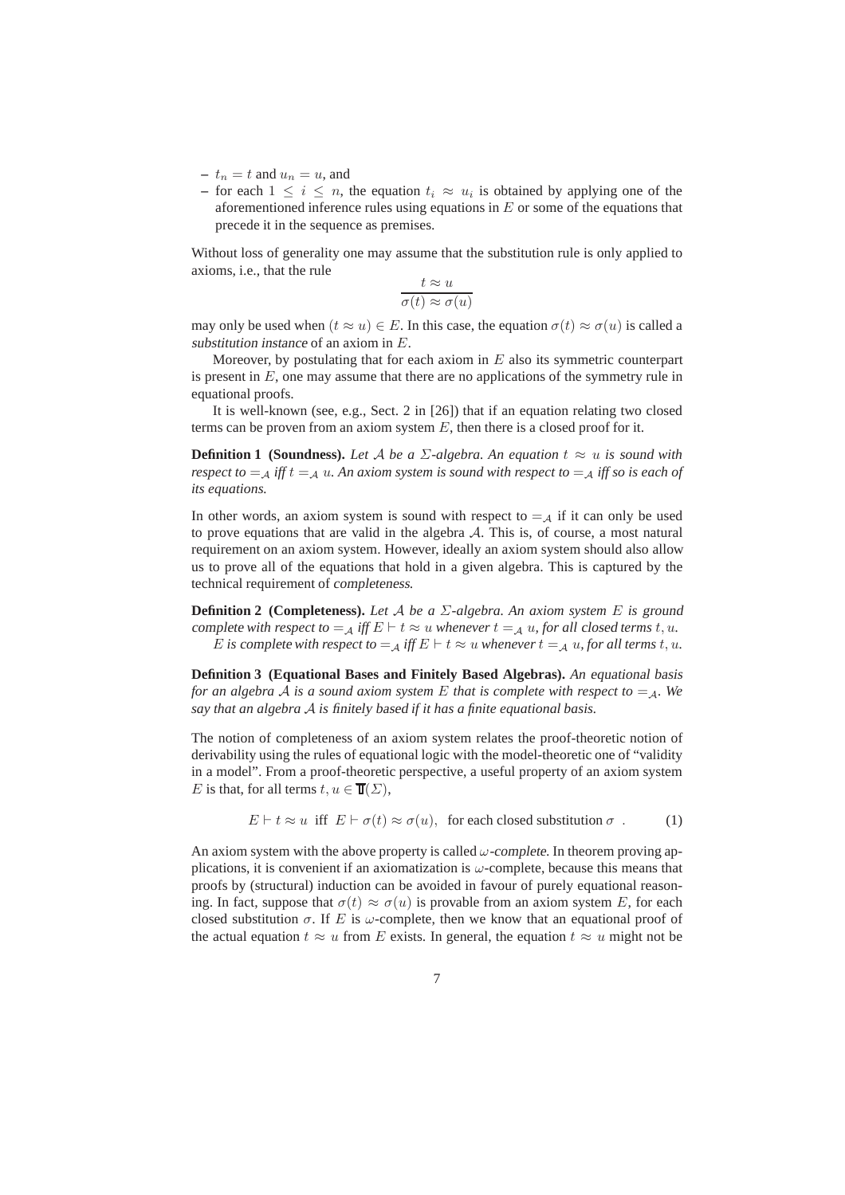- $t_n = t$ and $u_n = u$, and
- for each $1 \leq i \leq n$, the equation $t_i \approx u_i$ is obtained by applying one of the aforementioned inference rules using equations in $E$ or some of the equations that precede it in the sequence as premises.

Without loss of generality one may assume that the substitution rule is only applied to axioms, i.e., that the rule

$$\frac{t \approx u}{\sigma(t) \approx \sigma(u)}$$

may only be used when $(t \approx u) \in E$. In this case, the equation $\sigma(t) \approx \sigma(u)$ is called a *substitution instance* of an axiom in $E$.

Moreover, by postulating that for each axiom in $E$ also its symmetric counterpart is present in $E$, one may assume that there are no applications of the symmetry rule in equational proofs.

It is well-known (see, e.g., Sect. 2 in [26]) that if an equation relating two closed terms can be proven from an axiom system $E$, then there is a closed proof for it.

**Definition 1 (Soundness).** *Let $\mathcal{A}$ be a $\Sigma$-algebra. An equation $t \approx u$ is sound with respect to $=_\mathcal{A}$ iff $t =_\mathcal{A} u$. An axiom system is sound with respect to $=_\mathcal{A}$ iff so is each of its equations.*

In other words, an axiom system is sound with respect to $=_\mathcal{A}$ if it can only be used to prove equations that are valid in the algebra $\mathcal{A}$. This is, of course, a most natural requirement on an axiom system. However, ideally an axiom system should also allow us to prove all of the equations that hold in a given algebra. This is captured by the technical requirement of *completeness*.

**Definition 2 (Completeness).** *Let $\mathcal{A}$ be a $\Sigma$-algebra. An axiom system $E$ is ground complete with respect to $=_\mathcal{A}$ iff $E \vdash t \approx u$ whenever $t =_\mathcal{A} u$, for all closed terms $t, u$.*

*$E$ is complete with respect to $=_\mathcal{A}$ iff $E \vdash t \approx u$ whenever $t =_\mathcal{A} u$, for all terms $t, u$.*

**Definition 3 (Equational Bases and Finitely Based Algebras).** *An equational basis for an algebra $\mathcal{A}$ is a sound axiom system $E$ that is complete with respect to $=_\mathcal{A}$. We say that an algebra $\mathcal{A}$ is finitely based if it has a finite equational basis.*

The notion of completeness of an axiom system relates the proof-theoretic notion of derivability using the rules of equational logic with the model-theoretic one of "validity in a model". From a proof-theoretic perspective, a useful property of an axiom system $E$ is that, for all terms $t, u \in \mathbb{T}(\Sigma)$,

$$E \vdash t \approx u \text{ iff } E \vdash \sigma(t) \approx \sigma(u), \text{ for each closed substitution } \sigma \ . \tag{1}$$

An axiom system with the above property is called *$\omega$-complete*. In theorem proving applications, it is convenient if an axiomatization is $\omega$-complete, because this means that proofs by (structural) induction can be avoided in favour of purely equational reasoning. In fact, suppose that $\sigma(t) \approx \sigma(u)$ is provable from an axiom system $E$, for each closed substitution $\sigma$. If $E$ is $\omega$-complete, then we know that an equational proof of the actual equation $t \approx u$ from $E$ exists. In general, the equation $t \approx u$ might not be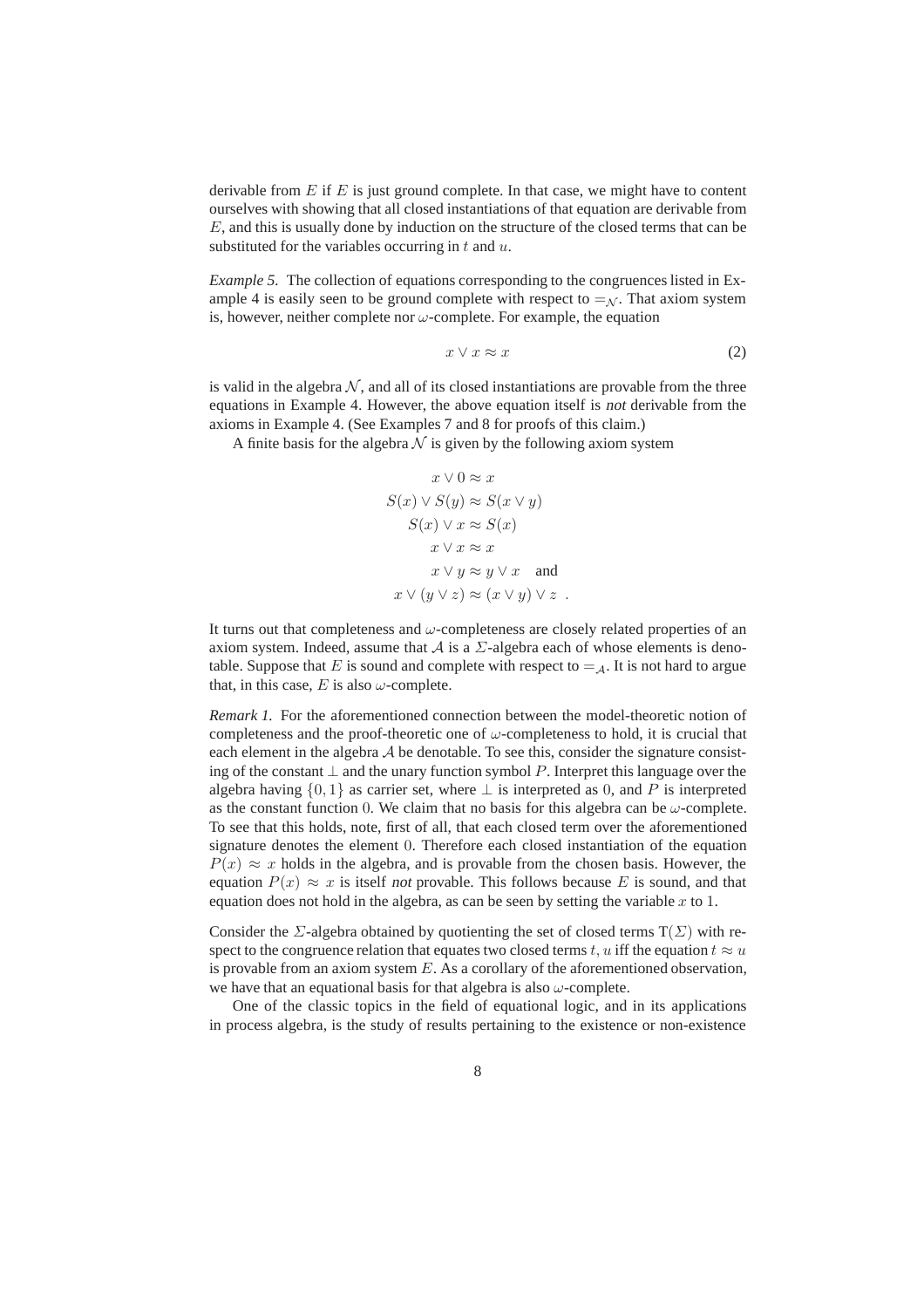derivable from $E$ if $E$ is just ground complete. In that case, we might have to content ourselves with showing that all closed instantiations of that equation are derivable from $E$, and this is usually done by induction on the structure of the closed terms that can be substituted for the variables occurring in $t$ and $u$.

*Example 5.* The collection of equations corresponding to the congruences listed in Example 4 is easily seen to be ground complete with respect to $=_{\mathcal{N}}$. That axiom system is, however, neither complete nor $\omega$-complete. For example, the equation

$$x \vee x \approx x \tag{2}$$

is valid in the algebra $\mathcal{N}$, and all of its closed instantiations are provable from the three equations in Example 4. However, the above equation itself is *not* derivable from the axioms in Example 4. (See Examples 7 and 8 for proofs of this claim.)

A finite basis for the algebra $\mathcal{N}$ is given by the following axiom system

$$
\begin{aligned}
x \vee 0 &\approx x \\
S(x) \vee S(y) &\approx S(x \vee y) \\
S(x) \vee x &\approx S(x) \\
x \vee x &\approx x \\
x \vee y &\approx y \vee x \quad \text{and} \\
x \vee (y \vee z) &\approx (x \vee y) \vee z \ .
\end{aligned}
$$

It turns out that completeness and $\omega$-completeness are closely related properties of an axiom system. Indeed, assume that $\mathcal{A}$ is a $\Sigma$-algebra each of whose elements is denotable. Suppose that $E$ is sound and complete with respect to $=_{\mathcal{A}}$. It is not hard to argue that, in this case, $E$ is also $\omega$-complete.

*Remark 1.* For the aforementioned connection between the model-theoretic notion of completeness and the proof-theoretic one of $\omega$-completeness to hold, it is crucial that each element in the algebra $\mathcal{A}$ be denotable. To see this, consider the signature consisting of the constant $\perp$ and the unary function symbol $P$. Interpret this language over the algebra having $\{0, 1\}$ as carrier set, where $\perp$ is interpreted as $0$, and $P$ is interpreted as the constant function $0$. We claim that no basis for this algebra can be $\omega$-complete. To see that this holds, note, first of all, that each closed term over the aforementioned signature denotes the element $0$. Therefore each closed instantiation of the equation $P(x) \approx x$ holds in the algebra, and is provable from the chosen basis. However, the equation $P(x) \approx x$ is itself *not* provable. This follows because $E$ is sound, and that equation does not hold in the algebra, as can be seen by setting the variable $x$ to $1$.

Consider the $\Sigma$-algebra obtained by quotienting the set of closed terms $\mathrm{T}(\Sigma)$ with respect to the congruence relation that equates two closed terms $t, u$ iff the equation $t \approx u$ is provable from an axiom system $E$. As a corollary of the aforementioned observation, we have that an equational basis for that algebra is also $\omega$-complete.

One of the classic topics in the field of equational logic, and in its applications in process algebra, is the study of results pertaining to the existence or non-existence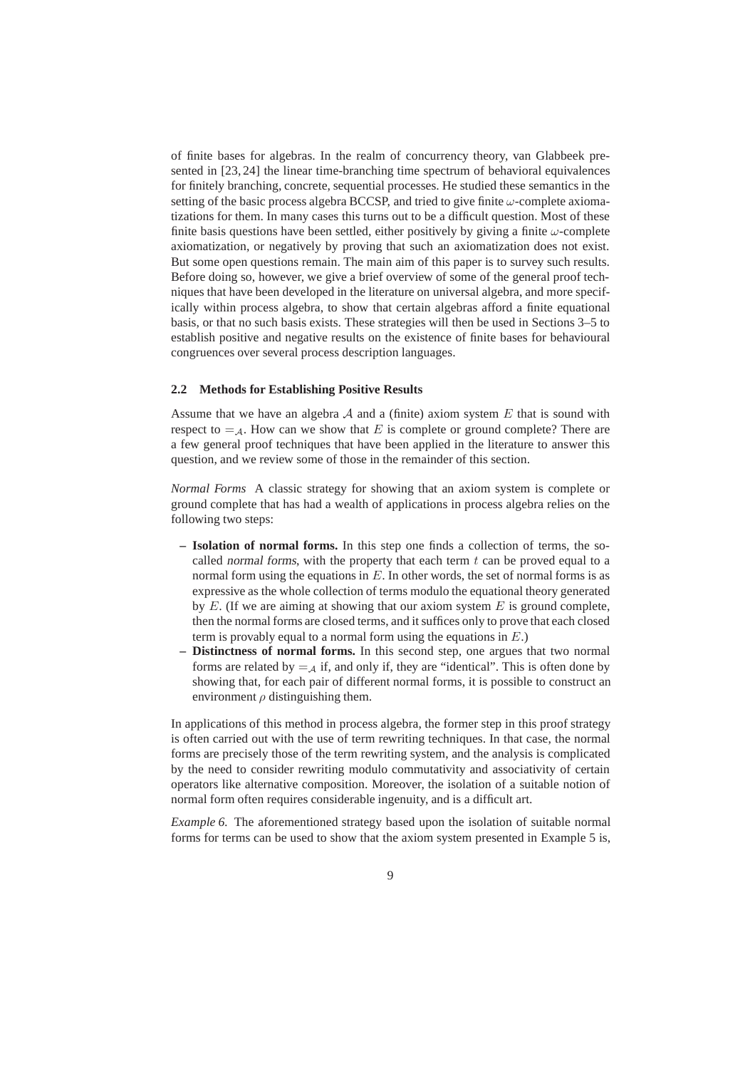of finite bases for algebras. In the realm of concurrency theory, van Glabbeek presented in [23, 24] the linear time-branching time spectrum of behavioral equivalences for finitely branching, concrete, sequential processes. He studied these semantics in the setting of the basic process algebra BCCSP, and tried to give finite $\omega$-complete axiomatizations for them. In many cases this turns out to be a difficult question. Most of these finite basis questions have been settled, either positively by giving a finite $\omega$-complete axiomatization, or negatively by proving that such an axiomatization does not exist. But some open questions remain. The main aim of this paper is to survey such results. Before doing so, however, we give a brief overview of some of the general proof techniques that have been developed in the literature on universal algebra, and more specifically within process algebra, to show that certain algebras afford a finite equational basis, or that no such basis exists. These strategies will then be used in Sections 3–5 to establish positive and negative results on the existence of finite bases for behavioural congruences over several process description languages.

### 2.2 Methods for Establishing Positive Results

Assume that we have an algebra $\mathcal{A}$ and a (finite) axiom system $E$ that is sound with respect to $=_{\mathcal{A}}$. How can we show that $E$ is complete or ground complete? There are a few general proof techniques that have been applied in the literature to answer this question, and we review some of those in the remainder of this section.

*Normal Forms* A classic strategy for showing that an axiom system is complete or ground complete that has had a wealth of applications in process algebra relies on the following two steps:

- **Isolation of normal forms.** In this step one finds a collection of terms, the so-called *normal forms*, with the property that each term $t$ can be proved equal to a normal form using the equations in $E$. In other words, the set of normal forms is as expressive as the whole collection of terms modulo the equational theory generated by $E$. (If we are aiming at showing that our axiom system $E$ is ground complete, then the normal forms are closed terms, and it suffices only to prove that each closed term is provably equal to a normal form using the equations in $E$.)
- **Distinctness of normal forms.** In this second step, one argues that two normal forms are related by $=_{\mathcal{A}}$ if, and only if, they are "identical". This is often done by showing that, for each pair of different normal forms, it is possible to construct an environment $\rho$ distinguishing them.

In applications of this method in process algebra, the former step in this proof strategy is often carried out with the use of term rewriting techniques. In that case, the normal forms are precisely those of the term rewriting system, and the analysis is complicated by the need to consider rewriting modulo commutativity and associativity of certain operators like alternative composition. Moreover, the isolation of a suitable notion of normal form often requires considerable ingenuity, and is a difficult art.

*Example 6.* The aforementioned strategy based upon the isolation of suitable normal forms for terms can be used to show that the axiom system presented in Example 5 is,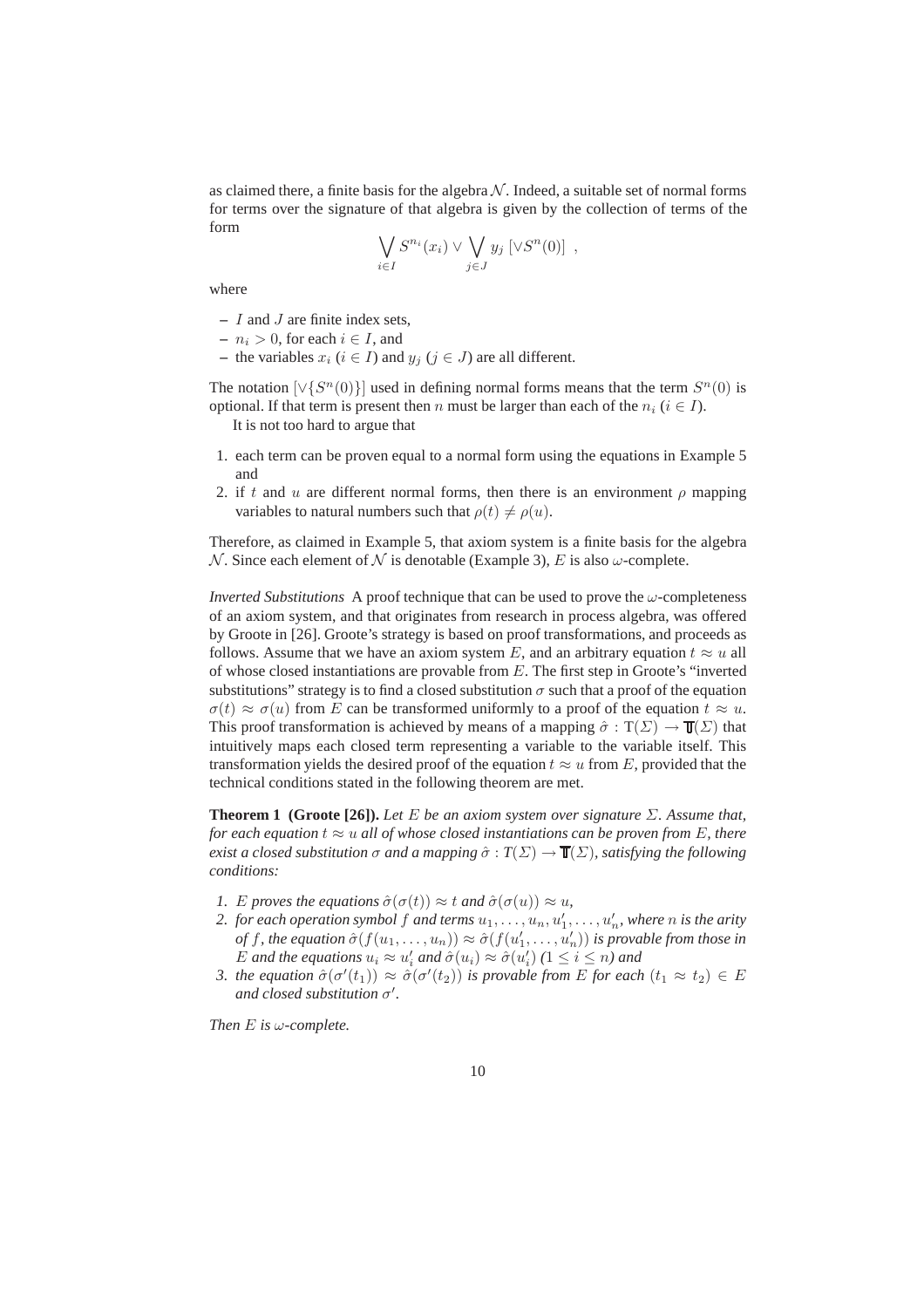as claimed there, a finite basis for the algebra $\mathcal{N}$. Indeed, a suitable set of normal forms for terms over the signature of that algebra is given by the collection of terms of the form

$$\bigvee_{i \in I} S^{n_i}(x_i) \vee \bigvee_{j \in J} y_j \; [\vee S^n(0)] \enspace ,$$

where

- $I$ and $J$ are finite index sets,
- $n_i > 0$, for each $i \in I$, and
- the variables $x_i$ ($i \in I$) and $y_j$ ($j \in J$) are all different.

The notation $[\vee\{S^n(0)\}]$ used in defining normal forms means that the term $S^n(0)$ is optional. If that term is present then $n$ must be larger than each of the $n_i$ ($i \in I$).

It is not too hard to argue that

1. each term can be proven equal to a normal form using the equations in Example 5 and
2. if $t$ and $u$ are different normal forms, then there is an environment $\rho$ mapping variables to natural numbers such that $\rho(t) \neq \rho(u)$.

Therefore, as claimed in Example 5, that axiom system is a finite basis for the algebra $\mathcal{N}$. Since each element of $\mathcal{N}$ is denotable (Example 3), $E$ is also $\omega$-complete.

*Inverted Substitutions* A proof technique that can be used to prove the $\omega$-completeness of an axiom system, and that originates from research in process algebra, was offered by Groote in [26]. Groote's strategy is based on proof transformations, and proceeds as follows. Assume that we have an axiom system $E$, and an arbitrary equation $t \approx u$ all of whose closed instantiations are provable from $E$. The first step in Groote's "inverted substitutions" strategy is to find a closed substitution $\sigma$ such that a proof of the equation $\sigma(t) \approx \sigma(u)$ from $E$ can be transformed uniformly to a proof of the equation $t \approx u$. This proof transformation is achieved by means of a mapping $\hat{\sigma} : \mathrm{T}(\Sigma) \rightarrow \mathbb{T}(\Sigma)$ that intuitively maps each closed term representing a variable to the variable itself. This transformation yields the desired proof of the equation $t \approx u$ from $E$, provided that the technical conditions stated in the following theorem are met.

**Theorem 1 (Groote [26]).** *Let $E$ be an axiom system over signature $\Sigma$. Assume that, for each equation $t \approx u$ all of whose closed instantiations can be proven from $E$, there exist a closed substitution $\sigma$ and a mapping $\hat{\sigma} : T(\Sigma) \rightarrow \mathbb{T}(\Sigma)$, satisfying the following conditions:*

1. *$E$ proves the equations $\hat{\sigma}(\sigma(t)) \approx t$ and $\hat{\sigma}(\sigma(u)) \approx u$,*
2. *for each operation symbol $f$ and terms $u_1, \ldots, u_n, u'_1, \ldots, u'_n$, where $n$ is the arity of $f$, the equation $\hat{\sigma}(f(u_1, \ldots, u_n)) \approx \hat{\sigma}(f(u'_1, \ldots, u'_n))$ is provable from those in $E$ and the equations $u_i \approx u'_i$ and $\hat{\sigma}(u_i) \approx \hat{\sigma}(u'_i)$ ($1 \leq i \leq n$) and*
3. *the equation $\hat{\sigma}(\sigma'(t_1)) \approx \hat{\sigma}(\sigma'(t_2))$ is provable from $E$ for each $(t_1 \approx t_2) \in E$ and closed substitution $\sigma'$.*

*Then $E$ is $\omega$-complete.*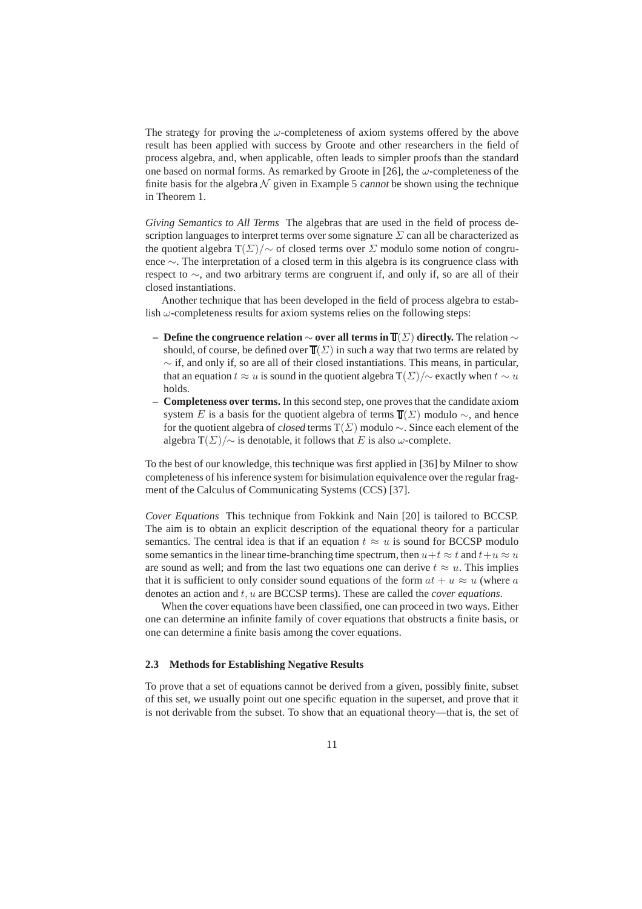The strategy for proving the $\omega$-completeness of axiom systems offered by the above result has been applied with success by Groote and other researchers in the field of process algebra, and, when applicable, often leads to simpler proofs than the standard one based on normal forms. As remarked by Groote in [26], the $\omega$-completeness of the finite basis for the algebra $\mathcal{N}$ given in Example 5 *cannot* be shown using the technique in Theorem 1.

*Giving Semantics to All Terms* The algebras that are used in the field of process description languages to interpret terms over some signature $\Sigma$ can all be characterized as the quotient algebra $\mathrm{T}(\Sigma)/\!\sim$ of closed terms over $\Sigma$ modulo some notion of congruence $\sim$. The interpretation of a closed term in this algebra is its congruence class with respect to $\sim$, and two arbitrary terms are congruent if, and only if, so are all of their closed instantiations.

Another technique that has been developed in the field of process algebra to establish $\omega$-completeness results for axiom systems relies on the following steps:

- **Define the congruence relation $\sim$ over all terms in $\mathbb{T}(\Sigma)$ directly.** The relation $\sim$ should, of course, be defined over $\mathbb{T}(\Sigma)$ in such a way that two terms are related by $\sim$ if, and only if, so are all of their closed instantiations. This means, in particular, that an equation $t \approx u$ is sound in the quotient algebra $\mathrm{T}(\Sigma)/\!\sim$ exactly when $t \sim u$ holds.
- **Completeness over terms.** In this second step, one proves that the candidate axiom system $E$ is a basis for the quotient algebra of terms $\mathbb{T}(\Sigma)$ modulo $\sim$, and hence for the quotient algebra of *closed* terms $\mathrm{T}(\Sigma)$ modulo $\sim$. Since each element of the algebra $\mathrm{T}(\Sigma)/\!\sim$ is denotable, it follows that $E$ is also $\omega$-complete.

To the best of our knowledge, this technique was first applied in [36] by Milner to show completeness of his inference system for bisimulation equivalence over the regular fragment of the Calculus of Communicating Systems (CCS) [37].

*Cover Equations* This technique from Fokkink and Nain [20] is tailored to BCCSP. The aim is to obtain an explicit description of the equational theory for a particular semantics. The central idea is that if an equation $t \approx u$ is sound for BCCSP modulo some semantics in the linear time-branching time spectrum, then $u+t \approx t$ and $t+u \approx u$ are sound as well; and from the last two equations one can derive $t \approx u$. This implies that it is sufficient to only consider sound equations of the form $at + u \approx u$ (where $a$ denotes an action and $t, u$ are BCCSP terms). These are called the *cover equations*.

When the cover equations have been classified, one can proceed in two ways. Either one can determine an infinite family of cover equations that obstructs a finite basis, or one can determine a finite basis among the cover equations.

### 2.3 Methods for Establishing Negative Results

To prove that a set of equations cannot be derived from a given, possibly finite, subset of this set, we usually point out one specific equation in the superset, and prove that it is not derivable from the subset. To show that an equational theory—that is, the set of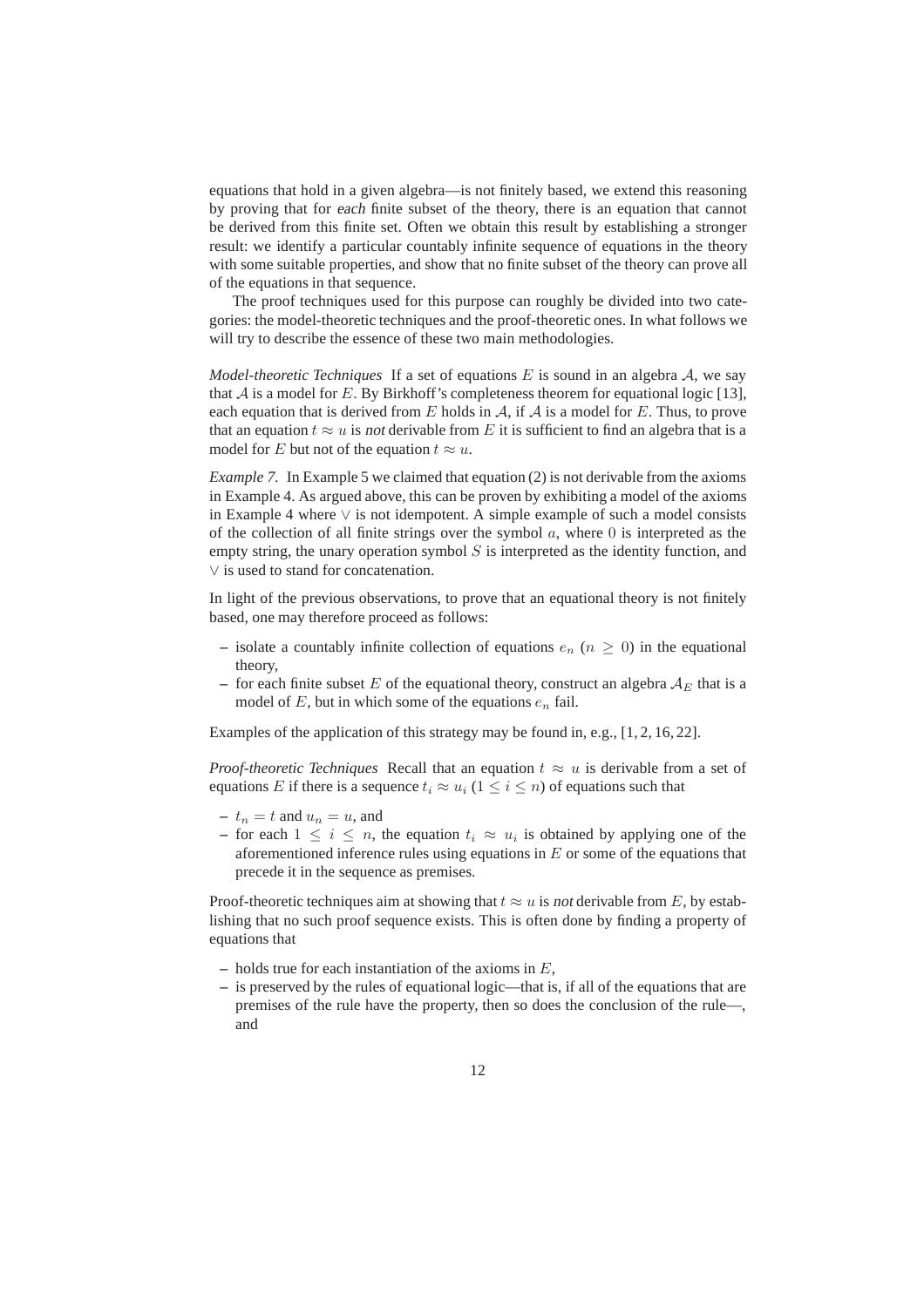equations that hold in a given algebra—is not finitely based, we extend this reasoning by proving that for *each* finite subset of the theory, there is an equation that cannot be derived from this finite set. Often we obtain this result by establishing a stronger result: we identify a particular countably infinite sequence of equations in the theory with some suitable properties, and show that no finite subset of the theory can prove all of the equations in that sequence.

The proof techniques used for this purpose can roughly be divided into two categories: the model-theoretic techniques and the proof-theoretic ones. In what follows we will try to describe the essence of these two main methodologies.

*Model-theoretic Techniques* If a set of equations $E$ is sound in an algebra $\mathcal{A}$, we say that $\mathcal{A}$ is a model for $E$. By Birkhoff's completeness theorem for equational logic [13], each equation that is derived from $E$ holds in $\mathcal{A}$, if $\mathcal{A}$ is a model for $E$. Thus, to prove that an equation $t \approx u$ is *not* derivable from $E$ it is sufficient to find an algebra that is a model for $E$ but not of the equation $t \approx u$.

*Example 7.* In Example 5 we claimed that equation (2) is not derivable from the axioms in Example 4. As argued above, this can be proven by exhibiting a model of the axioms in Example 4 where $\vee$ is not idempotent. A simple example of such a model consists of the collection of all finite strings over the symbol $a$, where $0$ is interpreted as the empty string, the unary operation symbol $S$ is interpreted as the identity function, and $\vee$ is used to stand for concatenation.

In light of the previous observations, to prove that an equational theory is not finitely based, one may therefore proceed as follows:

- isolate a countably infinite collection of equations $e_n$ ($n \geq 0$) in the equational theory,
- for each finite subset $E$ of the equational theory, construct an algebra $\mathcal{A}_E$ that is a model of $E$, but in which some of the equations $e_n$ fail.

Examples of the application of this strategy may be found in, e.g., [1, 2, 16, 22].

*Proof-theoretic Techniques* Recall that an equation $t \approx u$ is derivable from a set of equations $E$ if there is a sequence $t_i \approx u_i$ ($1 \leq i \leq n$) of equations such that

- $t_n = t$ and $u_n = u$, and
- for each $1 \leq i \leq n$, the equation $t_i \approx u_i$ is obtained by applying one of the aforementioned inference rules using equations in $E$ or some of the equations that precede it in the sequence as premises.

Proof-theoretic techniques aim at showing that $t \approx u$ is *not* derivable from $E$, by establishing that no such proof sequence exists. This is often done by finding a property of equations that

- holds true for each instantiation of the axioms in $E$,
- is preserved by the rules of equational logic—that is, if all of the equations that are premises of the rule have the property, then so does the conclusion of the rule—, and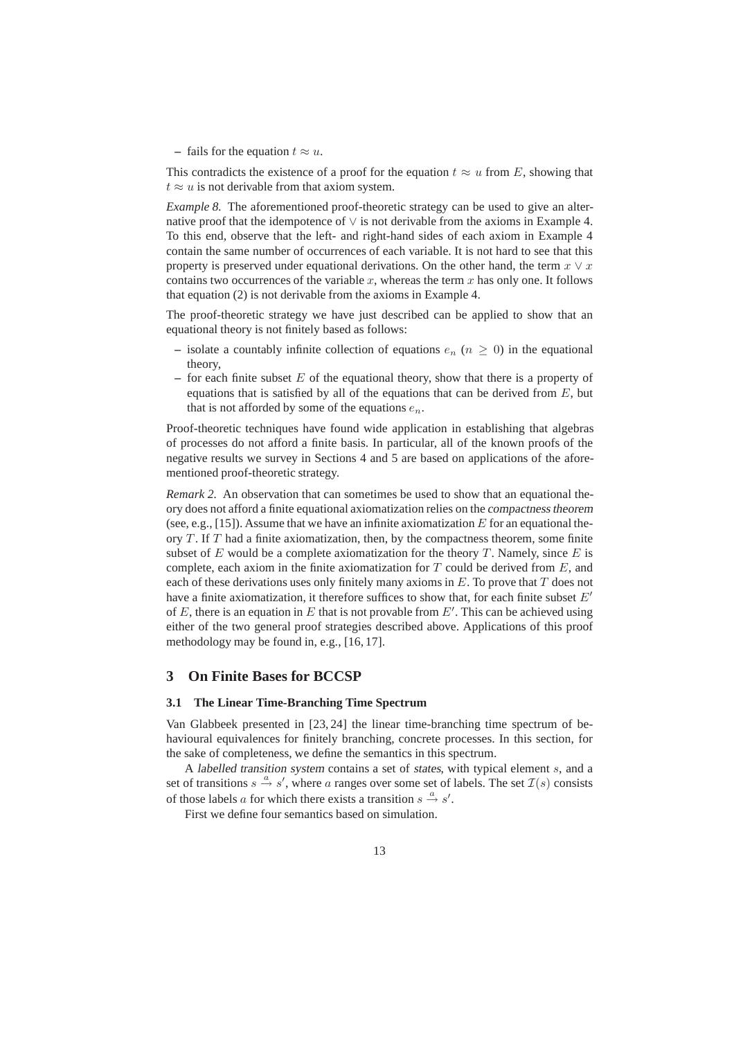– fails for the equation $t \approx u$.

This contradicts the existence of a proof for the equation $t \approx u$ from $E$, showing that $t \approx u$ is not derivable from that axiom system.

*Example 8.* The aforementioned proof-theoretic strategy can be used to give an alternative proof that the idempotence of $\vee$ is not derivable from the axioms in Example 4. To this end, observe that the left- and right-hand sides of each axiom in Example 4 contain the same number of occurrences of each variable. It is not hard to see that this property is preserved under equational derivations. On the other hand, the term $x \vee x$ contains two occurrences of the variable $x$, whereas the term $x$ has only one. It follows that equation (2) is not derivable from the axioms in Example 4.

The proof-theoretic strategy we have just described can be applied to show that an equational theory is not finitely based as follows:

– isolate a countably infinite collection of equations $e_n$ ($n \geq 0$) in the equational theory,
– for each finite subset $E$ of the equational theory, show that there is a property of equations that is satisfied by all of the equations that can be derived from $E$, but that is not afforded by some of the equations $e_n$.

Proof-theoretic techniques have found wide application in establishing that algebras of processes do not afford a finite basis. In particular, all of the known proofs of the negative results we survey in Sections 4 and 5 are based on applications of the aforementioned proof-theoretic strategy.

*Remark 2.* An observation that can sometimes be used to show that an equational theory does not afford a finite equational axiomatization relies on the *compactness theorem* (see, e.g., [15]). Assume that we have an infinite axiomatization $E$ for an equational theory $T$. If $T$ had a finite axiomatization, then, by the compactness theorem, some finite subset of $E$ would be a complete axiomatization for the theory $T$. Namely, since $E$ is complete, each axiom in the finite axiomatization for $T$ could be derived from $E$, and each of these derivations uses only finitely many axioms in $E$. To prove that $T$ does not have a finite axiomatization, it therefore suffices to show that, for each finite subset $E'$ of $E$, there is an equation in $E$ that is not provable from $E'$. This can be achieved using either of the two general proof strategies described above. Applications of this proof methodology may be found in, e.g., [16, 17].

## 3 On Finite Bases for BCCSP

### 3.1 The Linear Time-Branching Time Spectrum

Van Glabbeek presented in [23, 24] the linear time-branching time spectrum of behavioural equivalences for finitely branching, concrete processes. In this section, for the sake of completeness, we define the semantics in this spectrum.

A *labelled transition system* contains a set of *states*, with typical element $s$, and a set of transitions $s \xrightarrow{a} s'$, where $a$ ranges over some set of labels. The set $\mathcal{I}(s)$ consists of those labels $a$ for which there exists a transition $s \xrightarrow{a} s'$.

First we define four semantics based on simulation.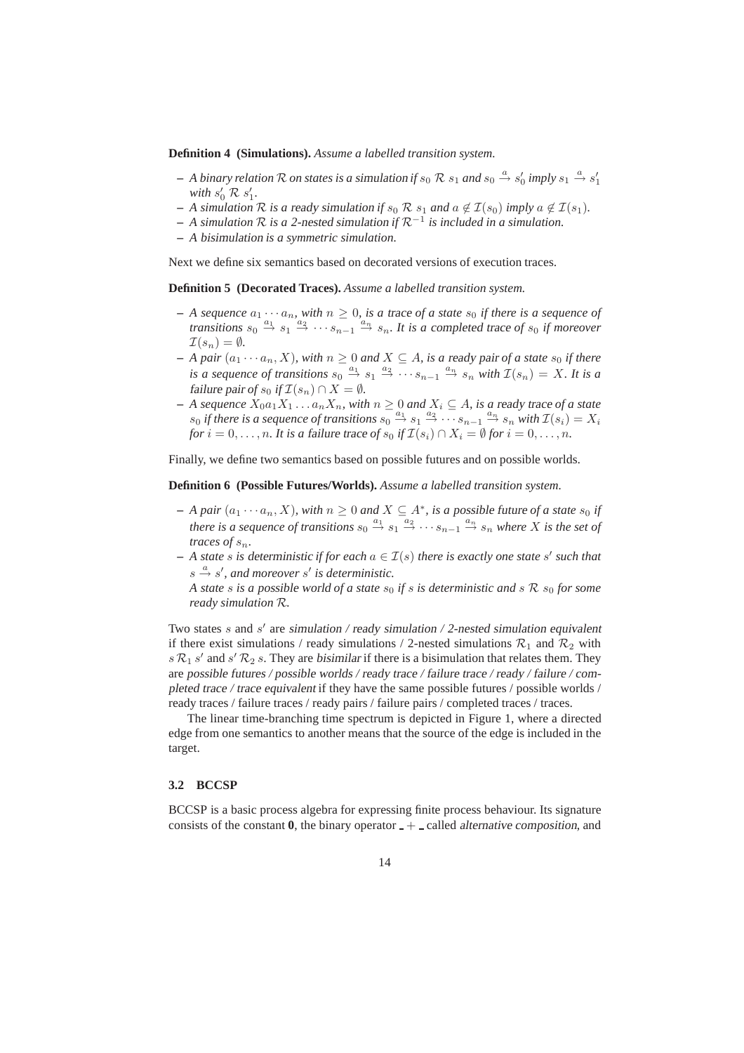**Definition 4 (Simulations).** *Assume a labelled transition system.*

- *A binary relation $\mathcal{R}$ on states is a simulation if $s_0 \ \mathcal{R} \ s_1$ and $s_0 \xrightarrow{a} s_0'$ imply $s_1 \xrightarrow{a} s_1'$ with $s_0' \ \mathcal{R} \ s_1'$.*
- *A simulation $\mathcal{R}$ is a ready simulation if $s_0 \ \mathcal{R} \ s_1$ and $a \notin \mathcal{I}(s_0)$ imply $a \notin \mathcal{I}(s_1)$.*
- *A simulation $\mathcal{R}$ is a 2-nested simulation if $\mathcal{R}^{-1}$ is included in a simulation.*
- *A bisimulation is a symmetric simulation.*

Next we define six semantics based on decorated versions of execution traces.

**Definition 5 (Decorated Traces).** *Assume a labelled transition system.*

- *A sequence $a_1 \cdots a_n$, with $n \geq 0$, is a trace of a state $s_0$ if there is a sequence of transitions $s_0 \xrightarrow{a_1} s_1 \xrightarrow{a_2} \cdots s_{n-1} \xrightarrow{a_n} s_n$. It is a completed trace of $s_0$ if moreover $\mathcal{I}(s_n) = \emptyset$.*
- *A pair $(a_1 \cdots a_n, X)$, with $n \geq 0$ and $X \subseteq A$, is a ready pair of a state $s_0$ if there is a sequence of transitions $s_0 \xrightarrow{a_1} s_1 \xrightarrow{a_2} \cdots s_{n-1} \xrightarrow{a_n} s_n$ with $\mathcal{I}(s_n) = X$. It is a failure pair of $s_0$ if $\mathcal{I}(s_n) \cap X = \emptyset$.*
- *A sequence $X_0 a_1 X_1 \ldots a_n X_n$, with $n \geq 0$ and $X_i \subseteq A$, is a ready trace of a state $s_0$ if there is a sequence of transitions $s_0 \xrightarrow{a_1} s_1 \xrightarrow{a_2} \cdots s_{n-1} \xrightarrow{a_n} s_n$ with $\mathcal{I}(s_i) = X_i$ for $i = 0, \ldots, n$. It is a failure trace of $s_0$ if $\mathcal{I}(s_i) \cap X_i = \emptyset$ for $i = 0, \ldots, n$.*

Finally, we define two semantics based on possible futures and on possible worlds.

**Definition 6 (Possible Futures/Worlds).** *Assume a labelled transition system.*

- *A pair $(a_1 \cdots a_n, X)$, with $n \geq 0$ and $X \subseteq A^*$, is a possible future of a state $s_0$ if there is a sequence of transitions $s_0 \xrightarrow{a_1} s_1 \xrightarrow{a_2} \cdots s_{n-1} \xrightarrow{a_n} s_n$ where $X$ is the set of traces of $s_n$.*
- *A state $s$ is deterministic if for each $a \in \mathcal{I}(s)$ there is exactly one state $s'$ such that $s \xrightarrow{a} s'$, and moreover $s'$ is deterministic.*
  *A state $s$ is a possible world of a state $s_0$ if $s$ is deterministic and $s \ \mathcal{R} \ s_0$ for some ready simulation $\mathcal{R}$.*

Two states $s$ and $s'$ are *simulation / ready simulation / 2-nested simulation equivalent* if there exist simulations / ready simulations / 2-nested simulations $\mathcal{R}_1$ and $\mathcal{R}_2$ with $s \, \mathcal{R}_1 \, s'$ and $s' \, \mathcal{R}_2 \, s$. They are *bisimilar* if there is a bisimulation that relates them. They are *possible futures / possible worlds / ready trace / failure trace / ready / failure / completed trace / trace equivalent* if they have the same possible futures / possible worlds / ready traces / failure traces / ready pairs / failure pairs / completed traces / traces.

The linear time-branching time spectrum is depicted in Figure 1, where a directed edge from one semantics to another means that the source of the edge is included in the target.

### 3.2 BCCSP

BCCSP is a basic process algebra for expressing finite process behaviour. Its signature consists of the constant **0**, the binary operator $\_ + \_$ called *alternative composition*, and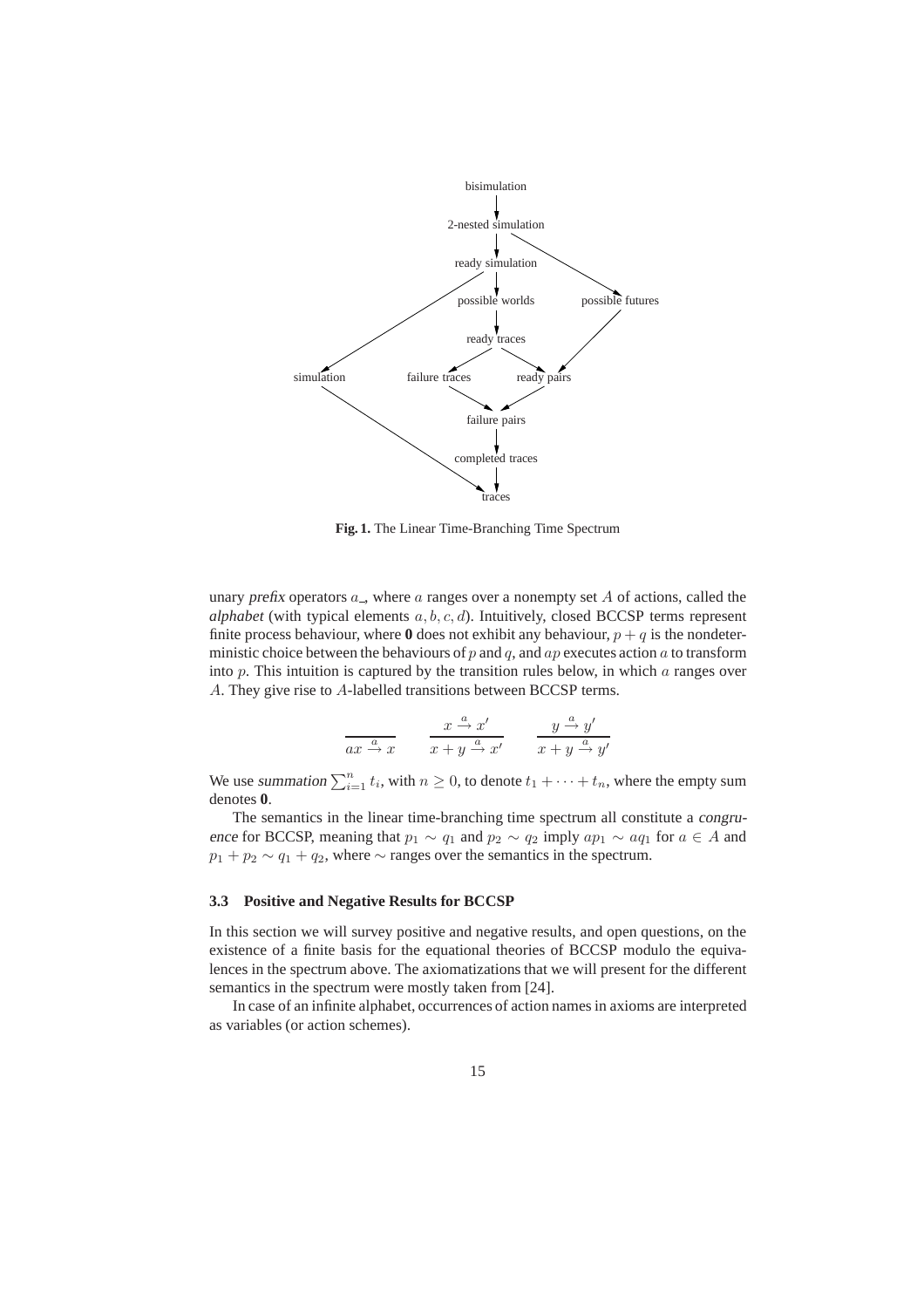**Fig. 1.** The Linear Time-Branching Time Spectrum

unary *prefix* operators $a\_$, where $a$ ranges over a nonempty set $A$ of actions, called the *alphabet* (with typical elements $a, b, c, d$). Intuitively, closed BCCSP terms represent finite process behaviour, where **0** does not exhibit any behaviour, $p + q$ is the nondeterministic choice between the behaviours of $p$ and $q$, and $ap$ executes action $a$ to transform into $p$. This intuition is captured by the transition rules below, in which $a$ ranges over $A$. They give rise to $A$-labelled transitions between BCCSP terms.

$$\frac{}{ax \xrightarrow{a} x} \qquad \frac{x \xrightarrow{a} x'}{x + y \xrightarrow{a} x'} \qquad \frac{y \xrightarrow{a} y'}{x + y \xrightarrow{a} y'}$$

We use *summation* $\sum_{i=1}^{n} t_i$, with $n \geq 0$, to denote $t_1 + \cdots + t_n$, where the empty sum denotes **0**.

The semantics in the linear time-branching time spectrum all constitute a *congruence* for BCCSP, meaning that $p_1 \sim q_1$ and $p_2 \sim q_2$ imply $ap_1 \sim aq_1$ for $a \in A$ and $p_1 + p_2 \sim q_1 + q_2$, where $\sim$ ranges over the semantics in the spectrum.

### 3.3 Positive and Negative Results for BCCSP

In this section we will survey positive and negative results, and open questions, on the existence of a finite basis for the equational theories of BCCSP modulo the equivalences in the spectrum above. The axiomatizations that we will present for the different semantics in the spectrum were mostly taken from [24].

In case of an infinite alphabet, occurrences of action names in axioms are interpreted as variables (or action schemes).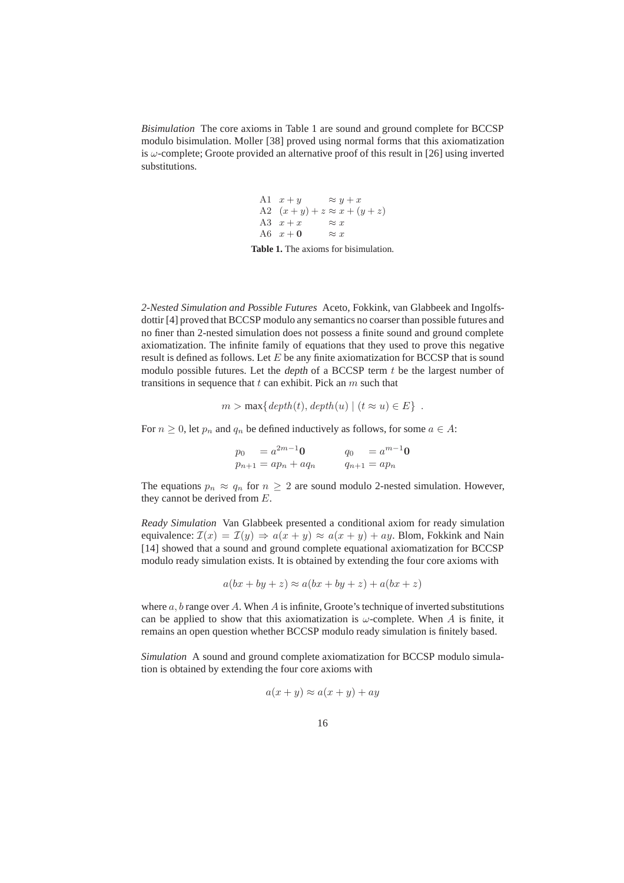*Bisimulation* The core axioms in Table 1 are sound and ground complete for BCCSP modulo bisimulation. Moller [38] proved using normal forms that this axiomatization is $\omega$-complete; Groote provided an alternative proof of this result in [26] using inverted substitutions.

| | | |
|---|---|---|
| A1 | $x + y$ | $\approx y + x$ |
| A2 | $(x + y) + z$ | $\approx x + (y + z)$ |
| A3 | $x + x$ | $\approx x$ |
| A6 | $x + \mathbf{0}$ | $\approx x$ |

**Table 1.** The axioms for bisimulation.

*2-Nested Simulation and Possible Futures* Aceto, Fokkink, van Glabbeek and Ingolfsdottir [4] proved that BCCSP modulo any semantics no coarser than possible futures and no finer than 2-nested simulation does not possess a finite sound and ground complete axiomatization. The infinite family of equations that they used to prove this negative result is defined as follows. Let $E$ be any finite axiomatization for BCCSP that is sound modulo possible futures. Let the *depth* of a BCCSP term $t$ be the largest number of transitions in sequence that $t$ can exhibit. Pick an $m$ such that

$$m > \max\{ depth(t), depth(u) \mid (t \approx u) \in E\} \ .$$

For $n \geq 0$, let $p_n$ and $q_n$ be defined inductively as follows, for some $a \in A$:

$$p_0 = a^{2m-1}\mathbf{0} \qquad q_0 = a^{m-1}\mathbf{0}$$
$$p_{n+1} = ap_n + aq_n \qquad q_{n+1} = ap_n$$

The equations $p_n \approx q_n$ for $n \geq 2$ are sound modulo 2-nested simulation. However, they cannot be derived from $E$.

*Ready Simulation* Van Glabbeek presented a conditional axiom for ready simulation equivalence: $\mathcal{I}(x) = \mathcal{I}(y) \Rightarrow a(x + y) \approx a(x + y) + ay$. Blom, Fokkink and Nain [14] showed that a sound and ground complete equational axiomatization for BCCSP modulo ready simulation exists. It is obtained by extending the four core axioms with

$$a(bx + by + z) \approx a(bx + by + z) + a(bx + z)$$

where $a, b$ range over $A$. When $A$ is infinite, Groote's technique of inverted substitutions can be applied to show that this axiomatization is $\omega$-complete. When $A$ is finite, it remains an open question whether BCCSP modulo ready simulation is finitely based.

*Simulation* A sound and ground complete axiomatization for BCCSP modulo simulation is obtained by extending the four core axioms with

$$a(x + y) \approx a(x + y) + ay$$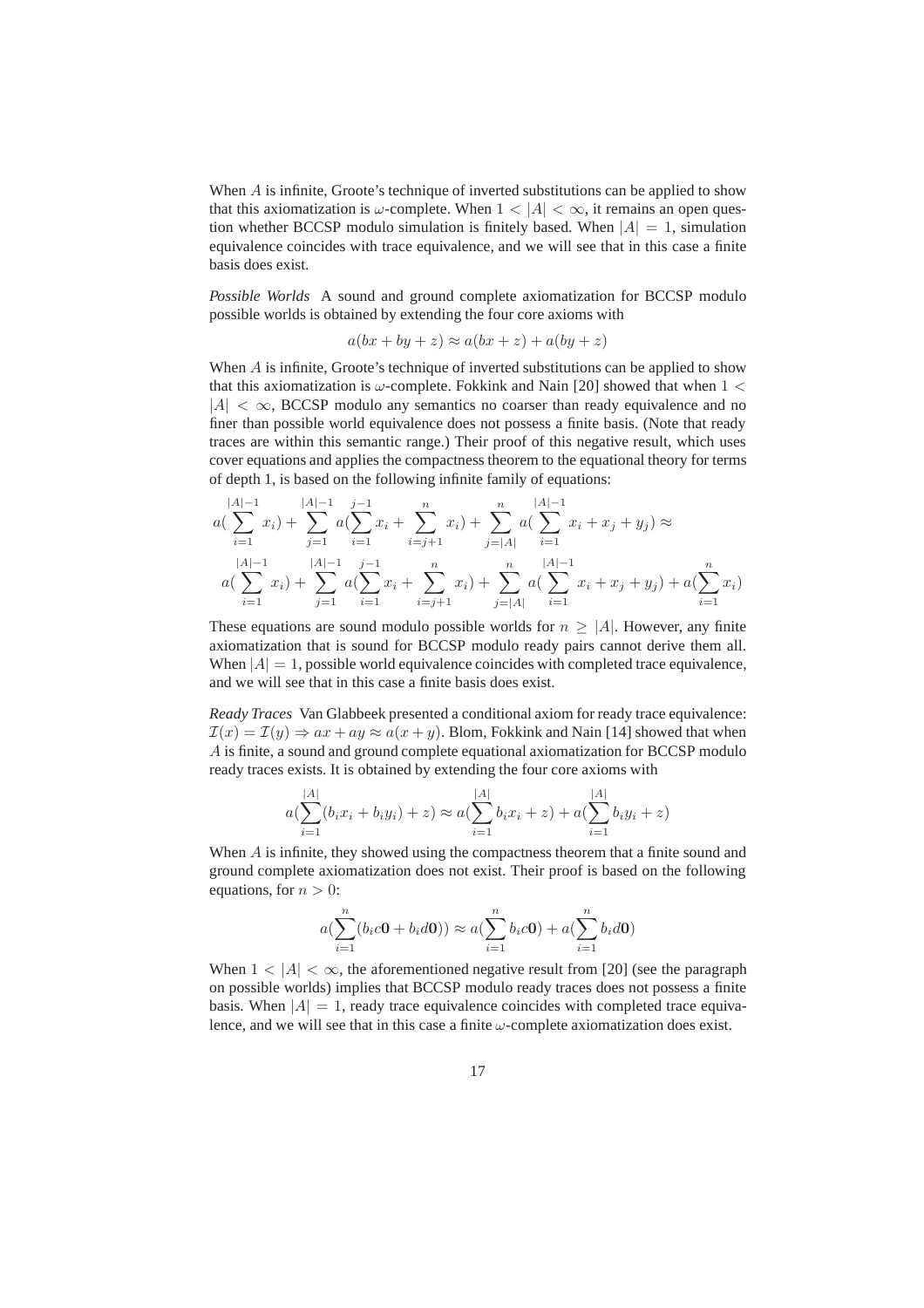When $A$ is infinite, Groote's technique of inverted substitutions can be applied to show that this axiomatization is $\omega$-complete. When $1 < |A| < \infty$, it remains an open question whether BCCSP modulo simulation is finitely based. When $|A| = 1$, simulation equivalence coincides with trace equivalence, and we will see that in this case a finite basis does exist.

*Possible Worlds* A sound and ground complete axiomatization for BCCSP modulo possible worlds is obtained by extending the four core axioms with

$$a(bx + by + z) \approx a(bx + z) + a(by + z)$$

When $A$ is infinite, Groote's technique of inverted substitutions can be applied to show that this axiomatization is $\omega$-complete. Fokkink and Nain [20] showed that when $1 < |A| < \infty$, BCCSP modulo any semantics no coarser than ready equivalence and no finer than possible world equivalence does not possess a finite basis. (Note that ready traces are within this semantic range.) Their proof of this negative result, which uses cover equations and applies the compactness theorem to the equational theory for terms of depth 1, is based on the following infinite family of equations:

$$a(\sum_{i=1}^{|A|-1} x_i) + \sum_{j=1}^{|A|-1} a(\sum_{i=1}^{j-1} x_i + \sum_{i=j+1}^{n} x_i) + \sum_{j=|A|}^{n} a(\sum_{i=1}^{|A|-1} x_i + x_j + y_j) \approx$$

$$a(\sum_{i=1}^{|A|-1} x_i) + \sum_{j=1}^{|A|-1} a(\sum_{i=1}^{j-1} x_i + \sum_{i=j+1}^{n} x_i) + \sum_{j=|A|}^{n} a(\sum_{i=1}^{|A|-1} x_i + x_j + y_j) + a(\sum_{i=1}^{n} x_i)$$

These equations are sound modulo possible worlds for $n \geq |A|$. However, any finite axiomatization that is sound for BCCSP modulo ready pairs cannot derive them all. When $|A| = 1$, possible world equivalence coincides with completed trace equivalence, and we will see that in this case a finite basis does exist.

*Ready Traces* Van Glabbeek presented a conditional axiom for ready trace equivalence: $\mathcal{I}(x) = \mathcal{I}(y) \Rightarrow ax + ay \approx a(x + y)$. Blom, Fokkink and Nain [14] showed that when $A$ is finite, a sound and ground complete equational axiomatization for BCCSP modulo ready traces exists. It is obtained by extending the four core axioms with

$$a(\sum_{i=1}^{|A|}(b_i x_i + b_i y_i) + z) \approx a(\sum_{i=1}^{|A|} b_i x_i + z) + a(\sum_{i=1}^{|A|} b_i y_i + z)$$

When $A$ is infinite, they showed using the compactness theorem that a finite sound and ground complete axiomatization does not exist. Their proof is based on the following equations, for $n > 0$:

$$a(\sum_{i=1}^{n}(b_i c\mathbf{0} + b_i d\mathbf{0})) \approx a(\sum_{i=1}^{n} b_i c\mathbf{0}) + a(\sum_{i=1}^{n} b_i d\mathbf{0})$$

When $1 < |A| < \infty$, the aforementioned negative result from [20] (see the paragraph on possible worlds) implies that BCCSP modulo ready traces does not possess a finite basis. When $|A| = 1$, ready trace equivalence coincides with completed trace equivalence, and we will see that in this case a finite $\omega$-complete axiomatization does exist.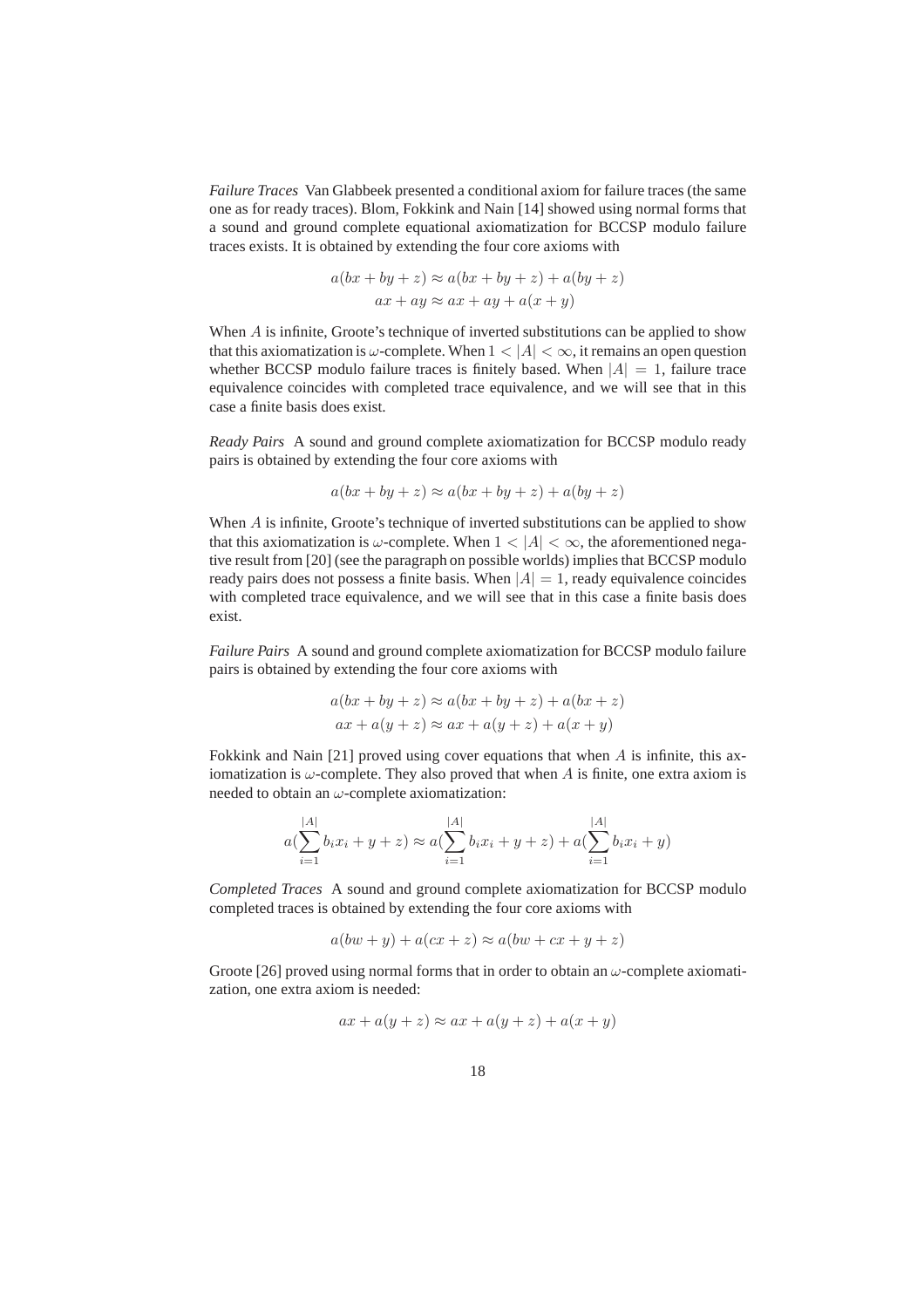*Failure Traces* Van Glabbeek presented a conditional axiom for failure traces (the same one as for ready traces). Blom, Fokkink and Nain [14] showed using normal forms that a sound and ground complete equational axiomatization for BCCSP modulo failure traces exists. It is obtained by extending the four core axioms with

$$a(bx + by + z) \approx a(bx + by + z) + a(by + z)$$
$$ax + ay \approx ax + ay + a(x + y)$$

When $A$ is infinite, Groote's technique of inverted substitutions can be applied to show that this axiomatization is $\omega$-complete. When $1 < |A| < \infty$, it remains an open question whether BCCSP modulo failure traces is finitely based. When $|A| = 1$, failure trace equivalence coincides with completed trace equivalence, and we will see that in this case a finite basis does exist.

*Ready Pairs* A sound and ground complete axiomatization for BCCSP modulo ready pairs is obtained by extending the four core axioms with

$$a(bx + by + z) \approx a(bx + by + z) + a(by + z)$$

When $A$ is infinite, Groote's technique of inverted substitutions can be applied to show that this axiomatization is $\omega$-complete. When $1 < |A| < \infty$, the aforementioned negative result from [20] (see the paragraph on possible worlds) implies that BCCSP modulo ready pairs does not possess a finite basis. When $|A| = 1$, ready equivalence coincides with completed trace equivalence, and we will see that in this case a finite basis does exist.

*Failure Pairs* A sound and ground complete axiomatization for BCCSP modulo failure pairs is obtained by extending the four core axioms with

$$a(bx + by + z) \approx a(bx + by + z) + a(bx + z)$$
$$ax + a(y + z) \approx ax + a(y + z) + a(x + y)$$

Fokkink and Nain [21] proved using cover equations that when $A$ is infinite, this axiomatization is $\omega$-complete. They also proved that when $A$ is finite, one extra axiom is needed to obtain an $\omega$-complete axiomatization:

$$a(\sum_{i=1}^{|A|} b_i x_i + y + z) \approx a(\sum_{i=1}^{|A|} b_i x_i + y + z) + a(\sum_{i=1}^{|A|} b_i x_i + y)$$

*Completed Traces* A sound and ground complete axiomatization for BCCSP modulo completed traces is obtained by extending the four core axioms with

$$a(bw + y) + a(cx + z) \approx a(bw + cx + y + z)$$

Groote [26] proved using normal forms that in order to obtain an $\omega$-complete axiomatization, one extra axiom is needed:

$$ax + a(y + z) \approx ax + a(y + z) + a(x + y)$$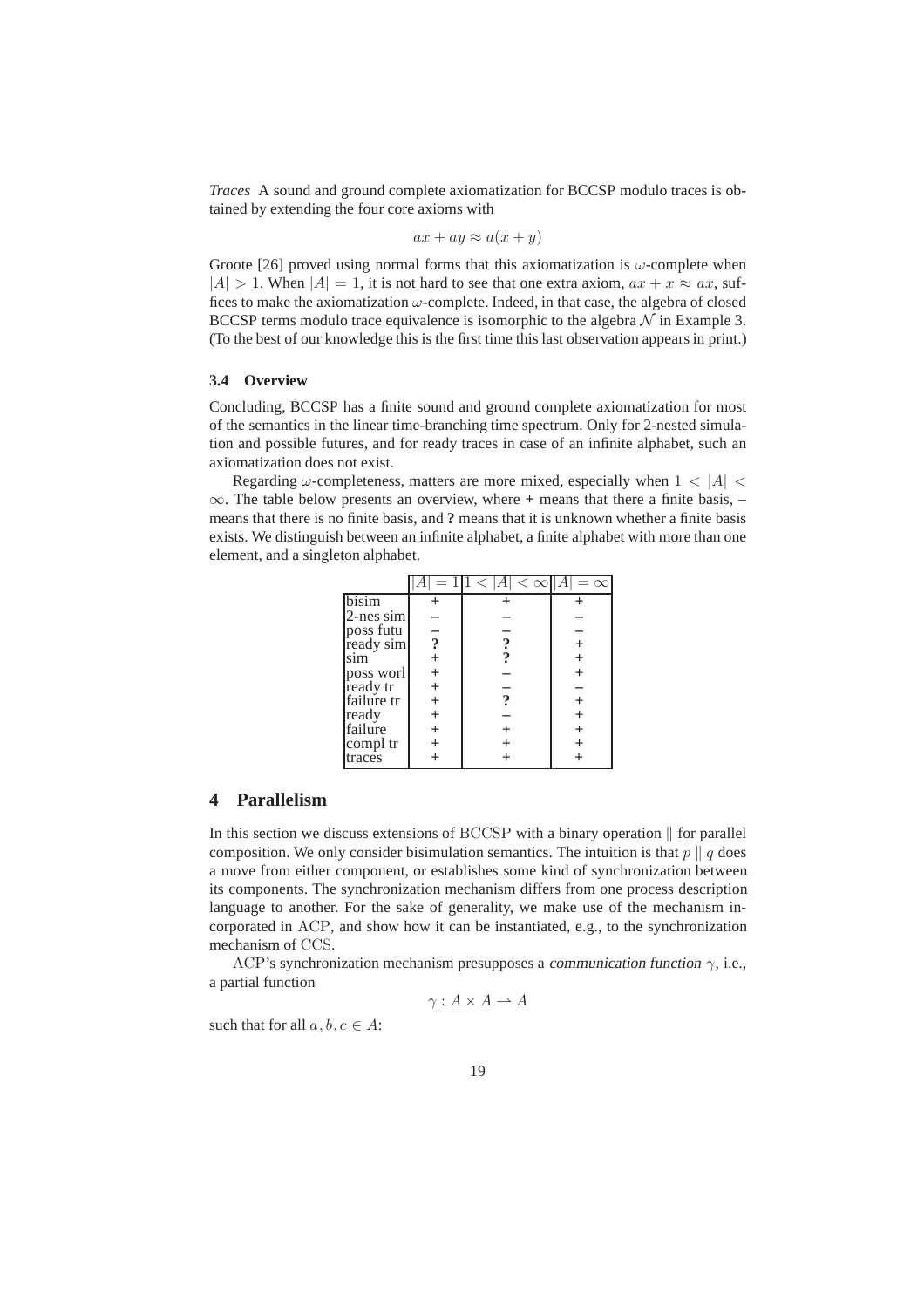*Traces* A sound and ground complete axiomatization for BCCSP modulo traces is obtained by extending the four core axioms with

$$ax + ay \approx a(x + y)$$

Groote [26] proved using normal forms that this axiomatization is $\omega$-complete when $|A| > 1$. When $|A| = 1$, it is not hard to see that one extra axiom, $ax + x \approx ax$, suffices to make the axiomatization $\omega$-complete. Indeed, in that case, the algebra of closed BCCSP terms modulo trace equivalence is isomorphic to the algebra $\mathcal{N}$ in Example 3. (To the best of our knowledge this is the first time this last observation appears in print.)

### 3.4 Overview

Concluding, BCCSP has a finite sound and ground complete axiomatization for most of the semantics in the linear time-branching time spectrum. Only for 2-nested simulation and possible futures, and for ready traces in case of an infinite alphabet, such an axiomatization does not exist.

Regarding $\omega$-completeness, matters are more mixed, especially when $1 < |A| < \infty$. The table below presents an overview, where **+** means that there a finite basis, **–** means that there is no finite basis, and **?** means that it is unknown whether a finite basis exists. We distinguish between an infinite alphabet, a finite alphabet with more than one element, and a singleton alphabet.

| | $\|A\| = 1$ | $1 < \|A\| < \infty$ | $\|A\| = \infty$ |
|---|---|---|---|
| bisim | + | + | + |
| 2-nes sim | – | – | – |
| poss futu | – | – | – |
| ready sim | **?** | **?** | + |
| sim | + | **?** | + |
| poss worl | + | – | + |
| ready tr | + | – | – |
| failure tr | + | **?** | + |
| ready | + | – | + |
| failure | + | + | + |
| compl tr | + | + | + |
| traces | + | + | + |

## 4 Parallelism

In this section we discuss extensions of BCCSP with a binary operation $\|$ for parallel composition. We only consider bisimulation semantics. The intuition is that $p \| q$ does a move from either component, or establishes some kind of synchronization between its components. The synchronization mechanism differs from one process description language to another. For the sake of generality, we make use of the mechanism incorporated in ACP, and show how it can be instantiated, e.g., to the synchronization mechanism of CCS.

ACP's synchronization mechanism presupposes a *communication function* $\gamma$, i.e., a partial function

$$\gamma : A \times A \rightharpoonup A$$

such that for all $a, b, c \in A$: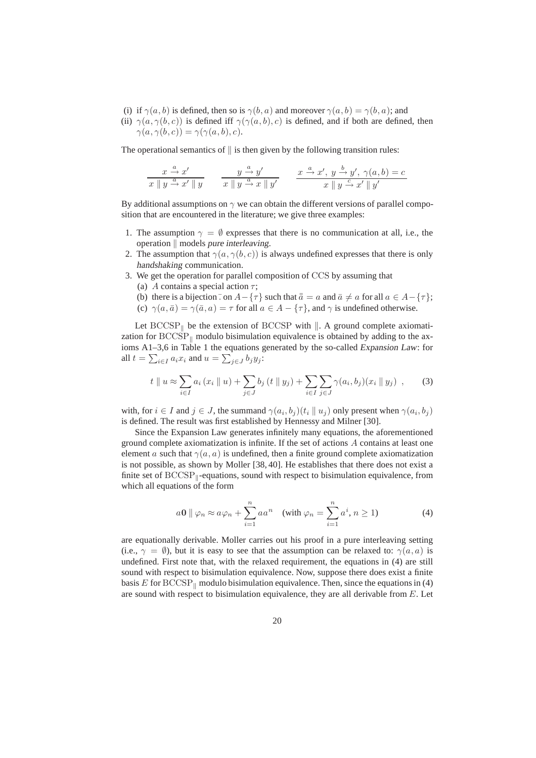(i) if $\gamma(a, b)$ is defined, then so is $\gamma(b, a)$ and moreover $\gamma(a, b) = \gamma(b, a)$; and
(ii) $\gamma(a, \gamma(b, c))$ is defined iff $\gamma(\gamma(a, b), c)$ is defined, and if both are defined, then $\gamma(a, \gamma(b, c)) = \gamma(\gamma(a, b), c)$.

The operational semantics of $\|$ is then given by the following transition rules:

$$\frac{x \xrightarrow{a} x'}{x \parallel y \xrightarrow{a} x' \parallel y} \qquad \frac{y \xrightarrow{a} y'}{x \parallel y \xrightarrow{a} x \parallel y'} \qquad \frac{x \xrightarrow{a} x',\ y \xrightarrow{b} y',\ \gamma(a,b) = c}{x \parallel y \xrightarrow{c} x' \parallel y'}$$

By additional assumptions on $\gamma$ we can obtain the different versions of parallel composition that are encountered in the literature; we give three examples:

1. The assumption $\gamma = \emptyset$ expresses that there is no communication at all, i.e., the operation $\|$ models *pure interleaving*.
2. The assumption that $\gamma(a, \gamma(b, c))$ is always undefined expresses that there is only *handshaking* communication.
3. We get the operation for parallel composition of CCS by assuming that
   (a) $A$ contains a special action $\tau$;
   (b) there is a bijection $\bar{\cdot}$ on $A - \{\tau\}$ such that $\bar{\bar{a}} = a$ and $\bar{a} \neq a$ for all $a \in A - \{\tau\}$;
   (c) $\gamma(a, \bar{a}) = \gamma(\bar{a}, a) = \tau$ for all $a \in A - \{\tau\}$, and $\gamma$ is undefined otherwise.

Let $\mathrm{BCCSP}_{\|}$ be the extension of BCCSP with $\|$. A ground complete axiomatization for $\mathrm{BCCSP}_{\|}$ modulo bisimulation equivalence is obtained by adding to the axioms A1–3,6 in Table 1 the equations generated by the so-called *Expansion Law*: for all $t = \sum_{i \in I} a_i x_i$ and $u = \sum_{j \in J} b_j y_j$:

$$t \parallel u \approx \sum_{i \in I} a_i\,(x_i \parallel u) + \sum_{j \in J} b_j\,(t \parallel y_j) + \sum_{i \in I} \sum_{j \in J} \gamma(a_i, b_j)(x_i \parallel y_j)\ , \qquad (3)$$

with, for $i \in I$ and $j \in J$, the summand $\gamma(a_i, b_j)(t_i \parallel u_j)$ only present when $\gamma(a_i, b_j)$ is defined. The result was first established by Hennessy and Milner [30].

Since the Expansion Law generates infinitely many equations, the aforementioned ground complete axiomatization is infinite. If the set of actions $A$ contains at least one element $a$ such that $\gamma(a, a)$ is undefined, then a finite ground complete axiomatization is not possible, as shown by Moller [38, 40]. He establishes that there does not exist a finite set of $\mathrm{BCCSP}_{\|}$-equations, sound with respect to bisimulation equivalence, from which all equations of the form

$$a\mathbf{0} \parallel \varphi_n \approx a\varphi_n + \sum_{i=1}^{n} aa^n \quad \text{(with } \varphi_n = \sum_{i=1}^{n} a^i,\ n \geq 1\text{)} \qquad (4)$$

are equationally derivable. Moller carries out his proof in a pure interleaving setting (i.e., $\gamma = \emptyset$), but it is easy to see that the assumption can be relaxed to: $\gamma(a, a)$ is undefined. First note that, with the relaxed requirement, the equations in (4) are still sound with respect to bisimulation equivalence. Now, suppose there does exist a finite basis $E$ for $\mathrm{BCCSP}_{\|}$ modulo bisimulation equivalence. Then, since the equations in (4) are sound with respect to bisimulation equivalence, they are all derivable from $E$. Let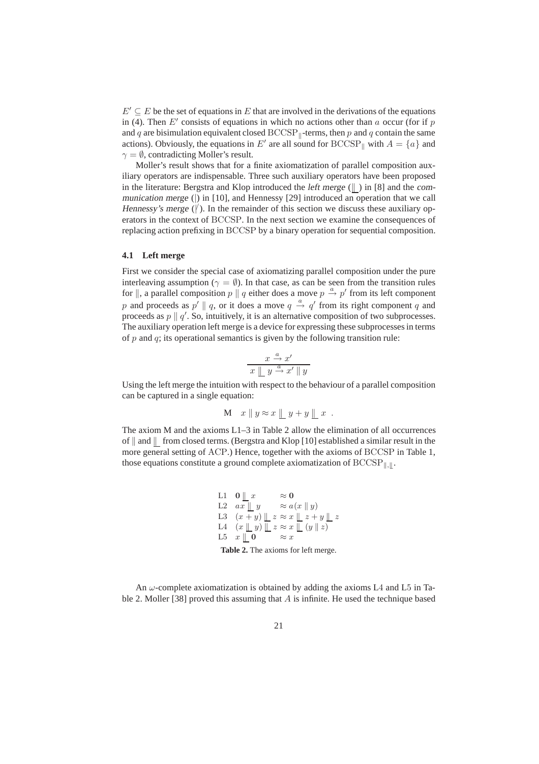$E' \subseteq E$ be the set of equations in $E$ that are involved in the derivations of the equations in (4). Then $E'$ consists of equations in which no actions other than $a$ occur (for if $p$ and $q$ are bisimulation equivalent closed $\mathrm{BCCSP}_{\|}$-terms, then $p$ and $q$ contain the same actions). Obviously, the equations in $E'$ are all sound for $\mathrm{BCCSP}_{\|}$ with $A = \{a\}$ and $\gamma = \emptyset$, contradicting Moller's result.

Moller's result shows that for a finite axiomatization of parallel composition auxiliary operators are indispensable. Three such auxiliary operators have been proposed in the literature: Bergstra and Klop introduced the *left merge* ($\lfloor\!\lfloor$) in [8] and the *communication merge* ($|$) in [10], and Hennessy [29] introduced an operation that we call *Hennessy's merge* ($|\!/$). In the remainder of this section we discuss these auxiliary operators in the context of $\mathrm{BCCSP}$. In the next section we examine the consequences of replacing action prefixing in $\mathrm{BCCSP}$ by a binary operation for sequential composition.

### 4.1 Left merge

First we consider the special case of axiomatizing parallel composition under the pure interleaving assumption ($\gamma = \emptyset$). In that case, as can be seen from the transition rules for $\|$, a parallel composition $p \| q$ either does a move $p \xrightarrow{a} p'$ from its left component $p$ and proceeds as $p' \| q$, or it does a move $q \xrightarrow{a} q'$ from its right component $q$ and proceeds as $p \| q'$. So, intuitively, it is an alternative composition of two subprocesses. The auxiliary operation left merge is a device for expressing these subprocesses in terms of $p$ and $q$; its operational semantics is given by the following transition rule:

$$\frac{x \xrightarrow{a} x'}{x \lfloor\!\lfloor\, y \xrightarrow{a} x' \| y}$$

Using the left merge the intuition with respect to the behaviour of a parallel composition can be captured in a single equation:

$$\mathrm{M} \quad x \| y \approx x \lfloor\!\lfloor\, y + y \lfloor\!\lfloor\, x \ .$$

The axiom M and the axioms L1–3 in Table 2 allow the elimination of all occurrences of $\|$ and $\lfloor\!\lfloor$ from closed terms. (Bergstra and Klop [10] established a similar result in the more general setting of $\mathrm{ACP}$.) Hence, together with the axioms of $\mathrm{BCCSP}$ in Table 1, those equations constitute a ground complete axiomatization of $\mathrm{BCCSP}_{\|,\lfloor\!\lfloor}$.

| | |
|---|---|
| L1 | $\mathbf{0} \lfloor\!\lfloor\, x \approx \mathbf{0}$ |
| L2 | $ax \lfloor\!\lfloor\, y \approx a(x \| y)$ |
| L3 | $(x + y) \lfloor\!\lfloor\, z \approx x \lfloor\!\lfloor\, z + y \lfloor\!\lfloor\, z$ |
| L4 | $(x \lfloor\!\lfloor\, y) \lfloor\!\lfloor\, z \approx x \lfloor\!\lfloor\, (y \| z)$ |
| L5 | $x \lfloor\!\lfloor\, \mathbf{0} \approx x$ |

**Table 2.** The axioms for left merge.

An $\omega$-complete axiomatization is obtained by adding the axioms L4 and L5 in Table 2. Moller [38] proved this assuming that $A$ is infinite. He used the technique based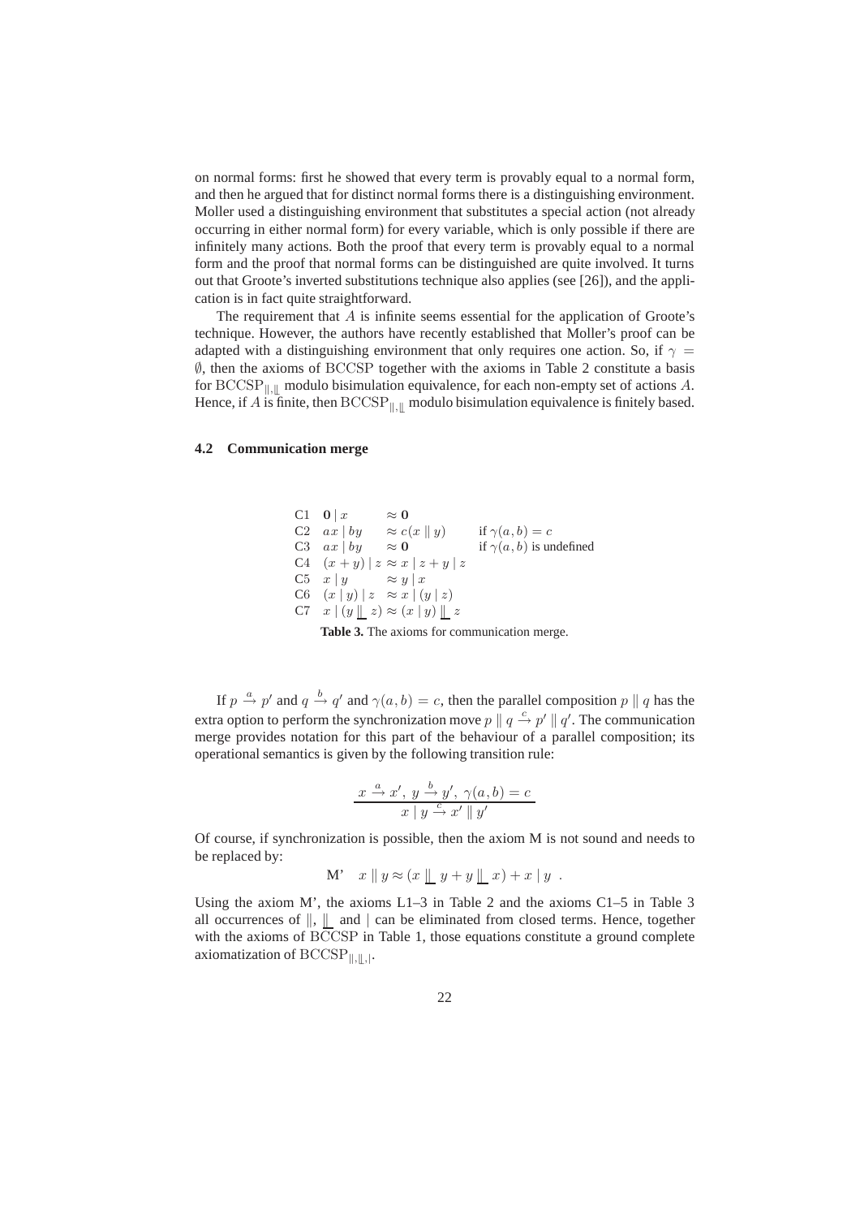on normal forms: first he showed that every term is provably equal to a normal form, and then he argued that for distinct normal forms there is a distinguishing environment. Moller used a distinguishing environment that substitutes a special action (not already occurring in either normal form) for every variable, which is only possible if there are infinitely many actions. Both the proof that every term is provably equal to a normal form and the proof that normal forms can be distinguished are quite involved. It turns out that Groote's inverted substitutions technique also applies (see [26]), and the application is in fact quite straightforward.

The requirement that $A$ is infinite seems essential for the application of Groote's technique. However, the authors have recently established that Moller's proof can be adapted with a distinguishing environment that only requires one action. So, if $\gamma = \emptyset$, then the axioms of BCCSP together with the axioms in Table 2 constitute a basis for $\mathrm{BCCSP}_{\|,\,\underline{\|}}$ modulo bisimulation equivalence, for each non-empty set of actions $A$. Hence, if $A$ is finite, then $\mathrm{BCCSP}_{\|,\,\underline{\|}}$ modulo bisimulation equivalence is finitely based.

### 4.2 Communication merge

| | | | |
|---|---|---|---|
| C1 | $\mathbf{0} \mid x$ | $\approx \mathbf{0}$ | |
| C2 | $ax \mid by$ | $\approx c(x \parallel y)$ | if $\gamma(a,b) = c$ |
| C3 | $ax \mid by$ | $\approx \mathbf{0}$ | if $\gamma(a,b)$ is undefined |
| C4 | $(x+y) \mid z$ | $\approx x \mid z + y \mid z$ | |
| C5 | $x \mid y$ | $\approx y \mid x$ | |
| C6 | $(x \mid y) \mid z$ | $\approx x \mid (y \mid z)$ | |
| C7 | $x \mid (y \,\underline{\|}\, z)$ | $\approx (x \mid y) \,\underline{\|}\, z$ | |

**Table 3.** The axioms for communication merge.

If $p \xrightarrow{a} p'$ and $q \xrightarrow{b} q'$ and $\gamma(a,b) = c$, then the parallel composition $p \parallel q$ has the extra option to perform the synchronization move $p \parallel q \xrightarrow{c} p' \parallel q'$. The communication merge provides notation for this part of the behaviour of a parallel composition; its operational semantics is given by the following transition rule:

$$\frac{x \xrightarrow{a} x',\ y \xrightarrow{b} y',\ \gamma(a,b) = c}{x \mid y \xrightarrow{c} x' \parallel y'}$$

Of course, if synchronization is possible, then the axiom M is not sound and needs to be replaced by:

$$\text{M'} \quad x \parallel y \approx (x \,\underline{\|}\, y + y \,\underline{\|}\, x) + x \mid y \ .$$

Using the axiom M', the axioms L1–3 in Table 2 and the axioms C1–5 in Table 3 all occurrences of $\|$, $\underline{\|}$ and $\mid$ can be eliminated from closed terms. Hence, together with the axioms of BCCSP in Table 1, those equations constitute a ground complete axiomatization of $\mathrm{BCCSP}_{\|,\underline{\|},\mid}$.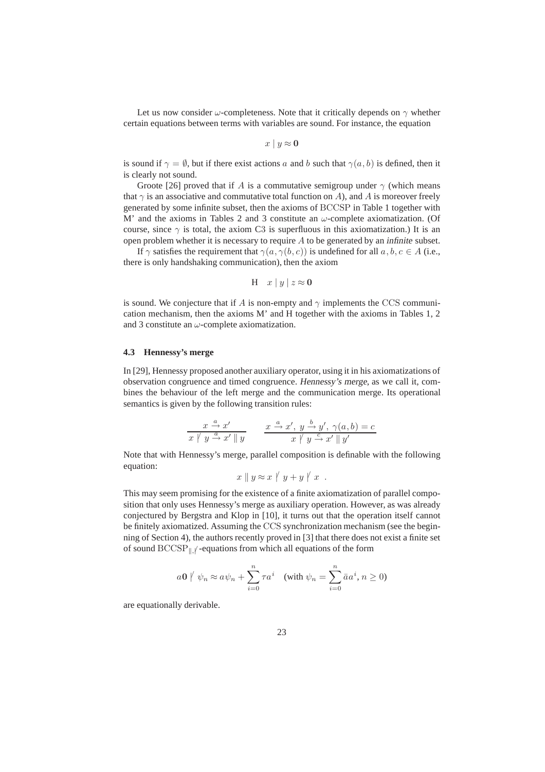Let us now consider $\omega$-completeness. Note that it critically depends on $\gamma$ whether certain equations between terms with variables are sound. For instance, the equation

$$x \mid y \approx \mathbf{0}$$

is sound if $\gamma = \emptyset$, but if there exist actions $a$ and $b$ such that $\gamma(a, b)$ is defined, then it is clearly not sound.

Groote [26] proved that if $A$ is a commutative semigroup under $\gamma$ (which means that $\gamma$ is an associative and commutative total function on $A$), and $A$ is moreover freely generated by some infinite subset, then the axioms of BCCSP in Table 1 together with M' and the axioms in Tables 2 and 3 constitute an $\omega$-complete axiomatization. (Of course, since $\gamma$ is total, the axiom C3 is superfluous in this axiomatization.) It is an open problem whether it is necessary to require $A$ to be generated by an *infinite* subset.

If $\gamma$ satisfies the requirement that $\gamma(a, \gamma(b, c))$ is undefined for all $a, b, c \in A$ (i.e., there is only handshaking communication), then the axiom

$$\text{H} \quad x \mid y \mid z \approx \mathbf{0}$$

is sound. We conjecture that if $A$ is non-empty and $\gamma$ implements the CCS communication mechanism, then the axioms M' and H together with the axioms in Tables 1, 2 and 3 constitute an $\omega$-complete axiomatization.

### 4.3 Hennessy's merge

In [29], Hennessy proposed another auxiliary operator, using it in his axiomatizations of observation congruence and timed congruence. *Hennessy's merge*, as we call it, combines the behaviour of the left merge and the communication merge. Its operational semantics is given by the following transition rules:

$$\frac{x \xrightarrow{a} x'}{x \mathbin{|\!/} y \xrightarrow{a} x' \parallel y} \qquad \frac{x \xrightarrow{a} x',\ y \xrightarrow{b} y',\ \gamma(a,b) = c}{x \mathbin{|\!/} y \xrightarrow{c} x' \parallel y'}$$

Note that with Hennessy's merge, parallel composition is definable with the following equation:

$$x \parallel y \approx x \mathbin{|\!/} y + y \mathbin{|\!/} x \ .$$

This may seem promising for the existence of a finite axiomatization of parallel composition that only uses Hennessy's merge as auxiliary operation. However, as was already conjectured by Bergstra and Klop in [10], it turns out that the operation itself cannot be finitely axiomatized. Assuming the CCS synchronization mechanism (see the beginning of Section 4), the authors recently proved in [3] that there does not exist a finite set of sound $\text{BCCSP}_{\parallel,|\!/}$-equations from which all equations of the form

$$a\mathbf{0} \mathbin{|\!/} \psi_n \approx a\psi_n + \sum_{i=0}^{n} \tau a^i \quad (\text{with } \psi_n = \sum_{i=0}^{n} \bar{a} a^i, n \geq 0)$$

are equationally derivable.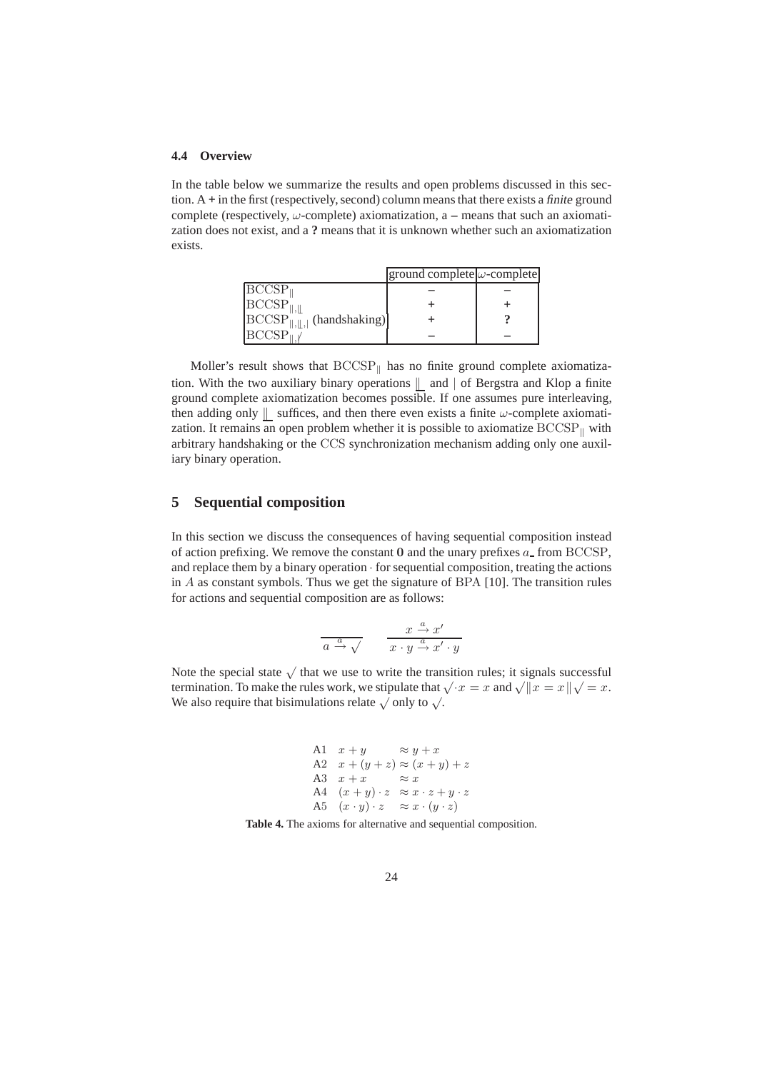### 4.4 Overview

In the table below we summarize the results and open problems discussed in this section. A **+** in the first (respectively, second) column means that there exists a *finite* ground complete (respectively, $\omega$-complete) axiomatization, a **–** means that such an axiomatization does not exist, and a **?** means that it is unknown whether such an axiomatization exists.

| | ground complete | $\omega$-complete |
|---|---|---|
| $\mathrm{BCCSP}_{\parallel}$ | – | – |
| $\mathrm{BCCSP}_{\parallel,\llfloor}$ | + | + |
| $\mathrm{BCCSP}_{\parallel,\llfloor,\mid}$ (handshaking) | + | **?** |
| $\mathrm{BCCSP}_{\parallel,\not{}}$ | – | – |

Moller's result shows that $\mathrm{BCCSP}_{\parallel}$ has no finite ground complete axiomatization. With the two auxiliary binary operations $\llfloor$ and $\mid$ of Bergstra and Klop a finite ground complete axiomatization becomes possible. If one assumes pure interleaving, then adding only $\llfloor$ suffices, and then there even exists a finite $\omega$-complete axiomatization. It remains an open problem whether it is possible to axiomatize $\mathrm{BCCSP}_{\parallel}$ with arbitrary handshaking or the CCS synchronization mechanism adding only one auxiliary binary operation.

## 5 Sequential composition

In this section we discuss the consequences of having sequential composition instead of action prefixing. We remove the constant **0** and the unary prefixes $a\_$ from BCCSP, and replace them by a binary operation $\cdot$ for sequential composition, treating the actions in $A$ as constant symbols. Thus we get the signature of BPA [10]. The transition rules for actions and sequential composition are as follows:

$$\frac{}{a \xrightarrow{a} \surd} \qquad \frac{x \xrightarrow{a} x'}{x \cdot y \xrightarrow{a} x' \cdot y}$$

Note the special state $\surd$ that we use to write the transition rules; it signals successful termination. To make the rules work, we stipulate that $\surd \cdot x = x$ and $\surd \parallel x = x \parallel \surd = x$. We also require that bisimulations relate $\surd$ only to $\surd$.

| | | |
|---|---|---|
| A1 | $x + y$ | $\approx y + x$ |
| A2 | $x + (y + z)$ | $\approx (x + y) + z$ |
| A3 | $x + x$ | $\approx x$ |
| A4 | $(x + y) \cdot z$ | $\approx x \cdot z + y \cdot z$ |
| A5 | $(x \cdot y) \cdot z$ | $\approx x \cdot (y \cdot z)$ |

**Table 4.** The axioms for alternative and sequential composition.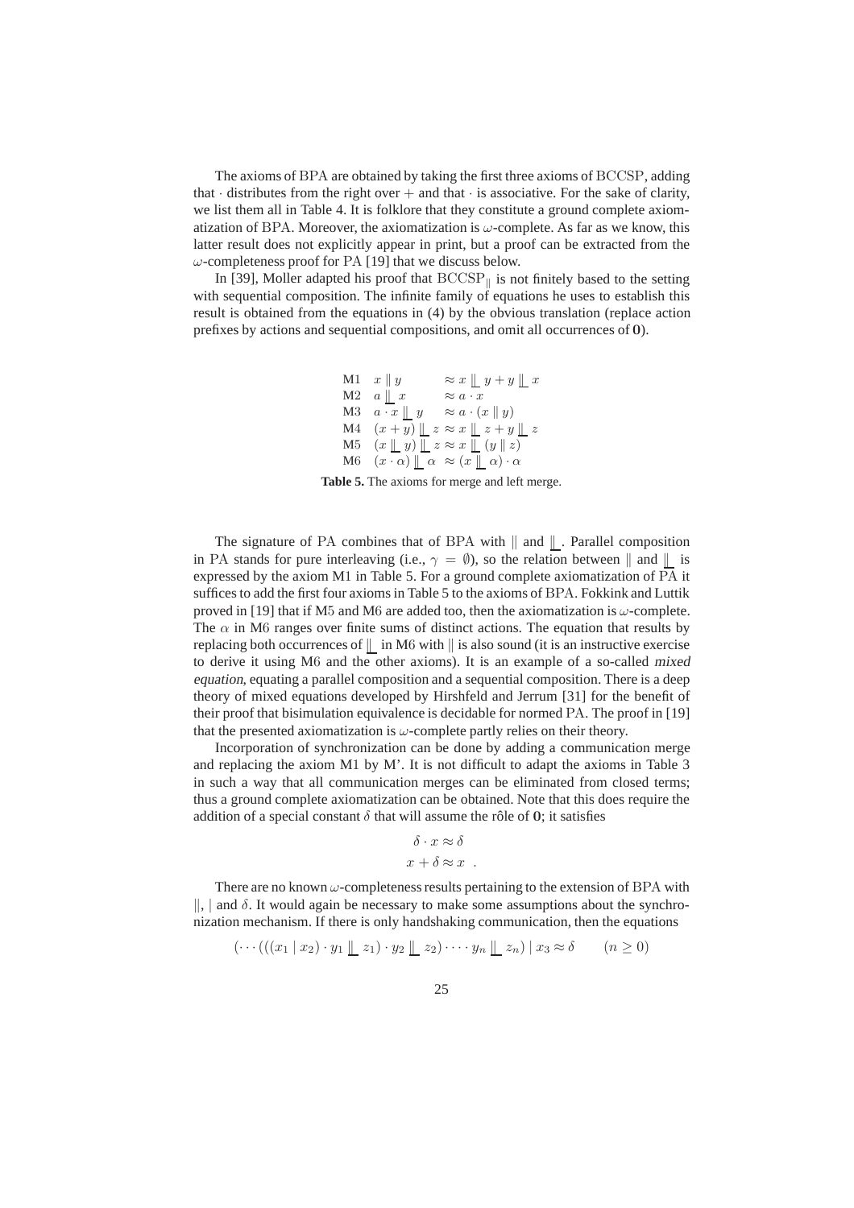The axioms of BPA are obtained by taking the first three axioms of BCCSP, adding that $\cdot$ distributes from the right over $+$ and that $\cdot$ is associative. For the sake of clarity, we list them all in Table 4. It is folklore that they constitute a ground complete axiomatization of BPA. Moreover, the axiomatization is $\omega$-complete. As far as we know, this latter result does not explicitly appear in print, but a proof can be extracted from the $\omega$-completeness proof for PA [19] that we discuss below.

In [39], Moller adapted his proof that $\mathrm{BCCSP}_{\|}$ is not finitely based to the setting with sequential composition. The infinite family of equations he uses to establish this result is obtained from the equations in (4) by the obvious translation (replace action prefixes by actions and sequential compositions, and omit all occurrences of $\mathbf{0}$).

| | | |
|---|---|---|
| M1 | $x \parallel y$ | $\approx x \mathbin{\|\!\_} y + y \mathbin{\|\!\_} x$ |
| M2 | $a \mathbin{\|\!\_} x$ | $\approx a \cdot x$ |
| M3 | $a \cdot x \mathbin{\|\!\_} y$ | $\approx a \cdot (x \parallel y)$ |
| M4 | $(x + y) \mathbin{\|\!\_} z$ | $\approx x \mathbin{\|\!\_} z + y \mathbin{\|\!\_} z$ |
| M5 | $(x \mathbin{\|\!\_} y) \mathbin{\|\!\_} z$ | $\approx x \mathbin{\|\!\_} (y \parallel z)$ |
| M6 | $(x \cdot \alpha) \mathbin{\|\!\_} \alpha$ | $\approx (x \mathbin{\|\!\_} \alpha) \cdot \alpha$ |

**Table 5.** The axioms for merge and left merge.

The signature of PA combines that of BPA with $\parallel$ and $\mathbin{\|\!\_}$. Parallel composition in PA stands for pure interleaving (i.e., $\gamma = \emptyset$), so the relation between $\parallel$ and $\mathbin{\|\!\_}$ is expressed by the axiom M1 in Table 5. For a ground complete axiomatization of PA it suffices to add the first four axioms in Table 5 to the axioms of BPA. Fokkink and Luttik proved in [19] that if M5 and M6 are added too, then the axiomatization is $\omega$-complete. The $\alpha$ in M6 ranges over finite sums of distinct actions. The equation that results by replacing both occurrences of $\mathbin{\|\!\_}$ in M6 with $\parallel$ is also sound (it is an instructive exercise to derive it using M6 and the other axioms). It is an example of a so-called *mixed equation*, equating a parallel composition and a sequential composition. There is a deep theory of mixed equations developed by Hirshfeld and Jerrum [31] for the benefit of their proof that bisimulation equivalence is decidable for normed PA. The proof in [19] that the presented axiomatization is $\omega$-complete partly relies on their theory.

Incorporation of synchronization can be done by adding a communication merge and replacing the axiom M1 by M'. It is not difficult to adapt the axioms in Table 3 in such a way that all communication merges can be eliminated from closed terms; thus a ground complete axiomatization can be obtained. Note that this does require the addition of a special constant $\delta$ that will assume the rôle of $\mathbf{0}$; it satisfies

$$\delta \cdot x \approx \delta$$
$$x + \delta \approx x \ .$$

There are no known $\omega$-completeness results pertaining to the extension of BPA with $\parallel$, $\mid$ and $\delta$. It would again be necessary to make some assumptions about the synchronization mechanism. If there is only handshaking communication, then the equations

$$(\cdots(((x_1 \mid x_2) \cdot y_1 \mathbin{\|\!\_} z_1) \cdot y_2 \mathbin{\|\!\_} z_2) \cdot \cdots y_n \mathbin{\|\!\_} z_n) \mid x_3 \approx \delta \qquad (n \geq 0)$$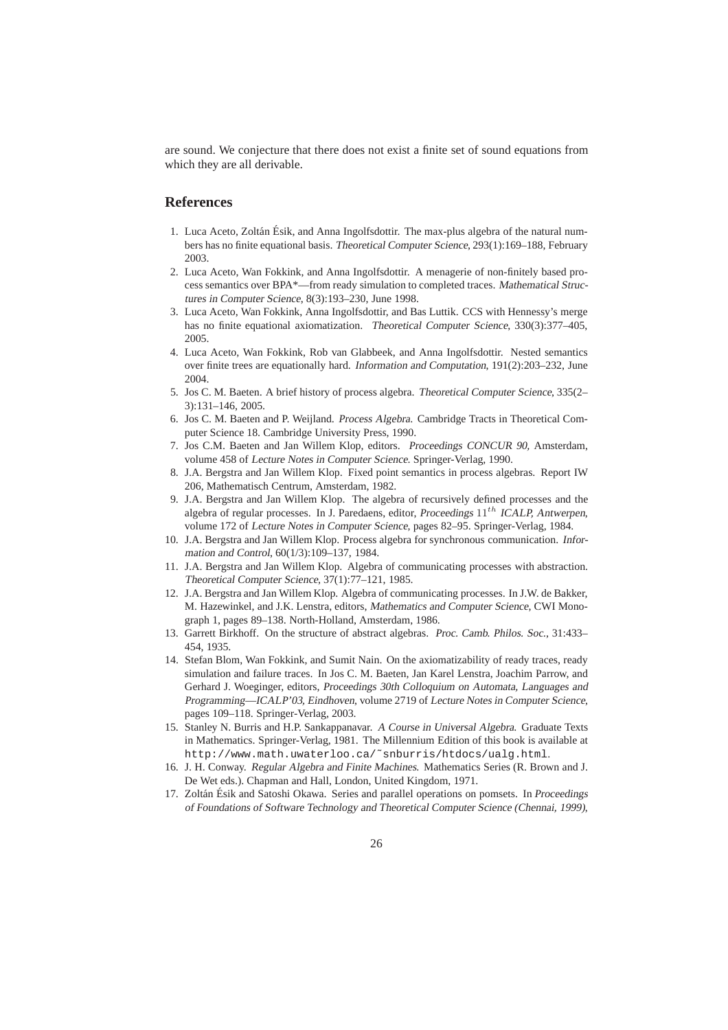are sound. We conjecture that there does not exist a finite set of sound equations from which they are all derivable.

## References

1. Luca Aceto, Zoltán Ésik, and Anna Ingolfsdottir. The max-plus algebra of the natural numbers has no finite equational basis. *Theoretical Computer Science*, 293(1):169–188, February 2003.
2. Luca Aceto, Wan Fokkink, and Anna Ingolfsdottir. A menagerie of non-finitely based process semantics over BPA*—from ready simulation to completed traces. *Mathematical Structures in Computer Science*, 8(3):193–230, June 1998.
3. Luca Aceto, Wan Fokkink, Anna Ingolfsdottir, and Bas Luttik. CCS with Hennessy's merge has no finite equational axiomatization. *Theoretical Computer Science*, 330(3):377–405, 2005.
4. Luca Aceto, Wan Fokkink, Rob van Glabbeek, and Anna Ingolfsdottir. Nested semantics over finite trees are equationally hard. *Information and Computation*, 191(2):203–232, June 2004.
5. Jos C. M. Baeten. A brief history of process algebra. *Theoretical Computer Science*, 335(2–3):131–146, 2005.
6. Jos C. M. Baeten and P. Weijland. *Process Algebra*. Cambridge Tracts in Theoretical Computer Science 18. Cambridge University Press, 1990.
7. Jos C.M. Baeten and Jan Willem Klop, editors. *Proceedings CONCUR 90*, Amsterdam, volume 458 of *Lecture Notes in Computer Science*. Springer-Verlag, 1990.
8. J.A. Bergstra and Jan Willem Klop. Fixed point semantics in process algebras. Report IW 206, Mathematisch Centrum, Amsterdam, 1982.
9. J.A. Bergstra and Jan Willem Klop. The algebra of recursively defined processes and the algebra of regular processes. In J. Paredaens, editor, *Proceedings* $11^{th}$ *ICALP, Antwerpen*, volume 172 of *Lecture Notes in Computer Science*, pages 82–95. Springer-Verlag, 1984.
10. J.A. Bergstra and Jan Willem Klop. Process algebra for synchronous communication. *Information and Control*, 60(1/3):109–137, 1984.
11. J.A. Bergstra and Jan Willem Klop. Algebra of communicating processes with abstraction. *Theoretical Computer Science*, 37(1):77–121, 1985.
12. J.A. Bergstra and Jan Willem Klop. Algebra of communicating processes. In J.W. de Bakker, M. Hazewinkel, and J.K. Lenstra, editors, *Mathematics and Computer Science*, CWI Monograph 1, pages 89–138. North-Holland, Amsterdam, 1986.
13. Garrett Birkhoff. On the structure of abstract algebras. *Proc. Camb. Philos. Soc.*, 31:433–454, 1935.
14. Stefan Blom, Wan Fokkink, and Sumit Nain. On the axiomatizability of ready traces, ready simulation and failure traces. In Jos C. M. Baeten, Jan Karel Lenstra, Joachim Parrow, and Gerhard J. Woeginger, editors, *Proceedings 30th Colloquium on Automata, Languages and Programming—ICALP'03, Eindhoven*, volume 2719 of *Lecture Notes in Computer Science*, pages 109–118. Springer-Verlag, 2003.
15. Stanley N. Burris and H.P. Sankappanavar. *A Course in Universal Algebra*. Graduate Texts in Mathematics. Springer-Verlag, 1981. The Millennium Edition of this book is available at `http://www.math.uwaterloo.ca/~snburris/htdocs/ualg.html`.
16. J. H. Conway. *Regular Algebra and Finite Machines*. Mathematics Series (R. Brown and J. De Wet eds.). Chapman and Hall, London, United Kingdom, 1971.
17. Zoltán Ésik and Satoshi Okawa. Series and parallel operations on pomsets. In *Proceedings of Foundations of Software Technology and Theoretical Computer Science (Chennai, 1999)*,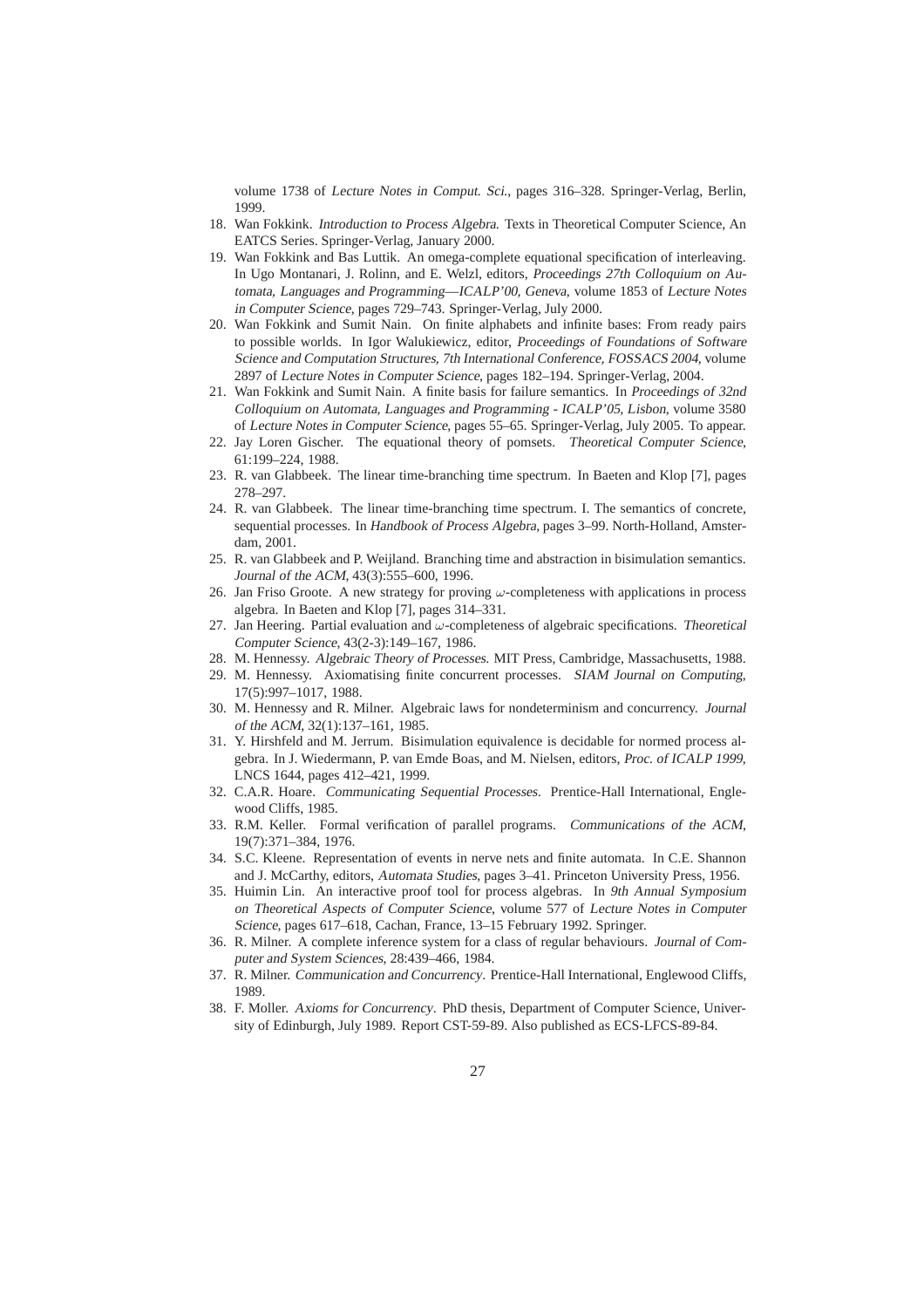volume 1738 of *Lecture Notes in Comput. Sci.*, pages 316–328. Springer-Verlag, Berlin, 1999.

18. Wan Fokkink. *Introduction to Process Algebra*. Texts in Theoretical Computer Science, An EATCS Series. Springer-Verlag, January 2000.
19. Wan Fokkink and Bas Luttik. An omega-complete equational specification of interleaving. In Ugo Montanari, J. Rolinn, and E. Welzl, editors, *Proceedings 27th Colloquium on Automata, Languages and Programming—ICALP'00, Geneva*, volume 1853 of *Lecture Notes in Computer Science*, pages 729–743. Springer-Verlag, July 2000.
20. Wan Fokkink and Sumit Nain. On finite alphabets and infinite bases: From ready pairs to possible worlds. In Igor Walukiewicz, editor, *Proceedings of Foundations of Software Science and Computation Structures, 7th International Conference, FOSSACS 2004*, volume 2897 of *Lecture Notes in Computer Science*, pages 182–194. Springer-Verlag, 2004.
21. Wan Fokkink and Sumit Nain. A finite basis for failure semantics. In *Proceedings of 32nd Colloquium on Automata, Languages and Programming - ICALP'05, Lisbon*, volume 3580 of *Lecture Notes in Computer Science*, pages 55–65. Springer-Verlag, July 2005. To appear.
22. Jay Loren Gischer. The equational theory of pomsets. *Theoretical Computer Science*, 61:199–224, 1988.
23. R. van Glabbeek. The linear time-branching time spectrum. In Baeten and Klop [7], pages 278–297.
24. R. van Glabbeek. The linear time-branching time spectrum. I. The semantics of concrete, sequential processes. In *Handbook of Process Algebra*, pages 3–99. North-Holland, Amsterdam, 2001.
25. R. van Glabbeek and P. Weijland. Branching time and abstraction in bisimulation semantics. *Journal of the ACM*, 43(3):555–600, 1996.
26. Jan Friso Groote. A new strategy for proving $\omega$-completeness with applications in process algebra. In Baeten and Klop [7], pages 314–331.
27. Jan Heering. Partial evaluation and $\omega$-completeness of algebraic specifications. *Theoretical Computer Science*, 43(2-3):149–167, 1986.
28. M. Hennessy. *Algebraic Theory of Processes*. MIT Press, Cambridge, Massachusetts, 1988.
29. M. Hennessy. Axiomatising finite concurrent processes. *SIAM Journal on Computing*, 17(5):997–1017, 1988.
30. M. Hennessy and R. Milner. Algebraic laws for nondeterminism and concurrency. *Journal of the ACM*, 32(1):137–161, 1985.
31. Y. Hirshfeld and M. Jerrum. Bisimulation equivalence is decidable for normed process algebra. In J. Wiedermann, P. van Emde Boas, and M. Nielsen, editors, *Proc. of ICALP 1999*, LNCS 1644, pages 412–421, 1999.
32. C.A.R. Hoare. *Communicating Sequential Processes*. Prentice-Hall International, Englewood Cliffs, 1985.
33. R.M. Keller. Formal verification of parallel programs. *Communications of the ACM*, 19(7):371–384, 1976.
34. S.C. Kleene. Representation of events in nerve nets and finite automata. In C.E. Shannon and J. McCarthy, editors, *Automata Studies*, pages 3–41. Princeton University Press, 1956.
35. Huimin Lin. An interactive proof tool for process algebras. In *9th Annual Symposium on Theoretical Aspects of Computer Science*, volume 577 of *Lecture Notes in Computer Science*, pages 617–618, Cachan, France, 13–15 February 1992. Springer.
36. R. Milner. A complete inference system for a class of regular behaviours. *Journal of Computer and System Sciences*, 28:439–466, 1984.
37. R. Milner. *Communication and Concurrency*. Prentice-Hall International, Englewood Cliffs, 1989.
38. F. Moller. *Axioms for Concurrency*. PhD thesis, Department of Computer Science, University of Edinburgh, July 1989. Report CST-59-89. Also published as ECS-LFCS-89-84.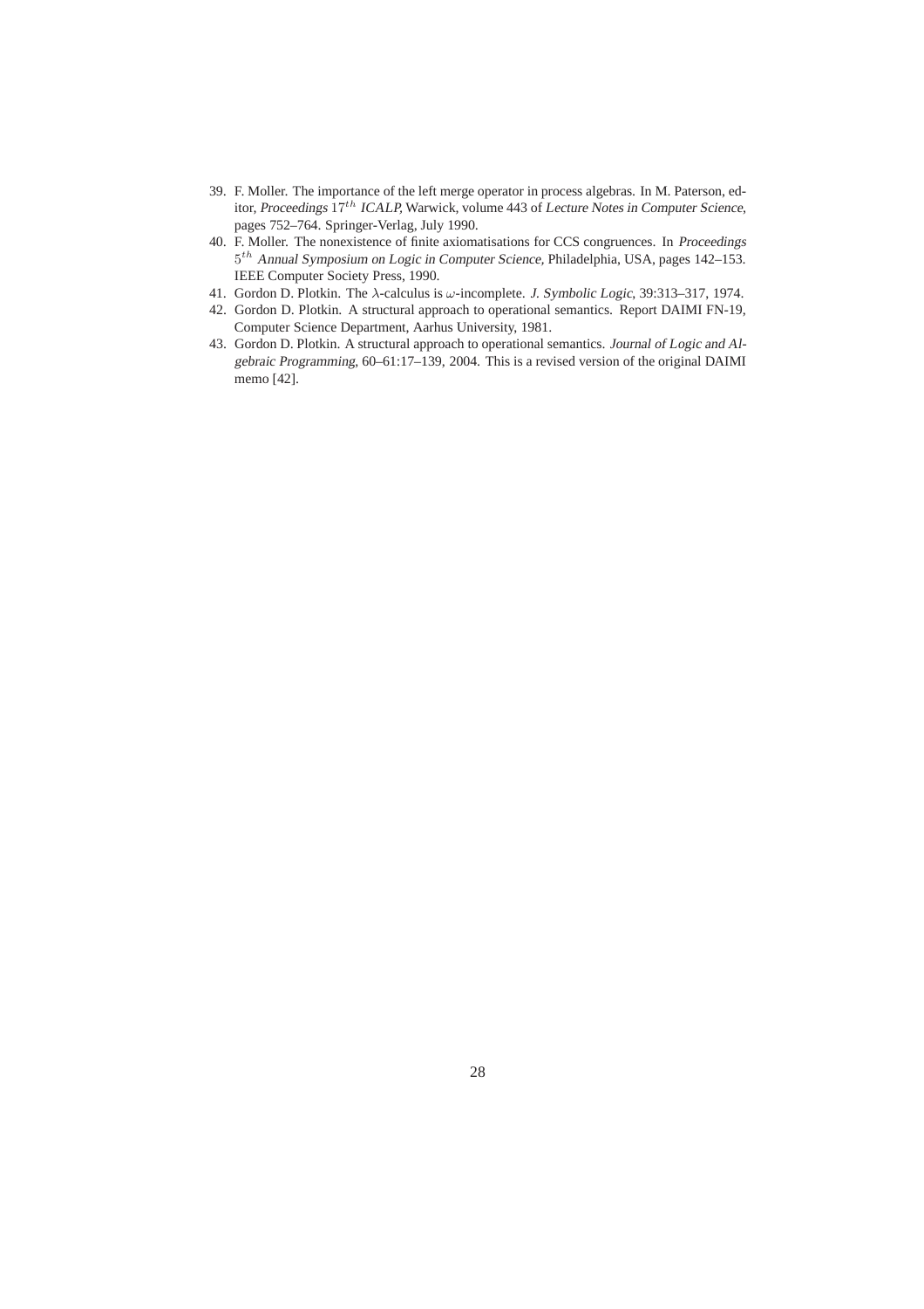39. F. Moller. The importance of the left merge operator in process algebras. In M. Paterson, editor, *Proceedings* $17^{th}$ *ICALP*, Warwick, volume 443 of *Lecture Notes in Computer Science*, pages 752–764. Springer-Verlag, July 1990.
40. F. Moller. The nonexistence of finite axiomatisations for CCS congruences. In *Proceedings* $5^{th}$ *Annual Symposium on Logic in Computer Science*, Philadelphia, USA, pages 142–153. IEEE Computer Society Press, 1990.
41. Gordon D. Plotkin. The $\lambda$-calculus is $\omega$-incomplete. *J. Symbolic Logic*, 39:313–317, 1974.
42. Gordon D. Plotkin. A structural approach to operational semantics. Report DAIMI FN-19, Computer Science Department, Aarhus University, 1981.
43. Gordon D. Plotkin. A structural approach to operational semantics. *Journal of Logic and Algebraic Programming*, 60–61:17–139, 2004. This is a revised version of the original DAIMI memo [42].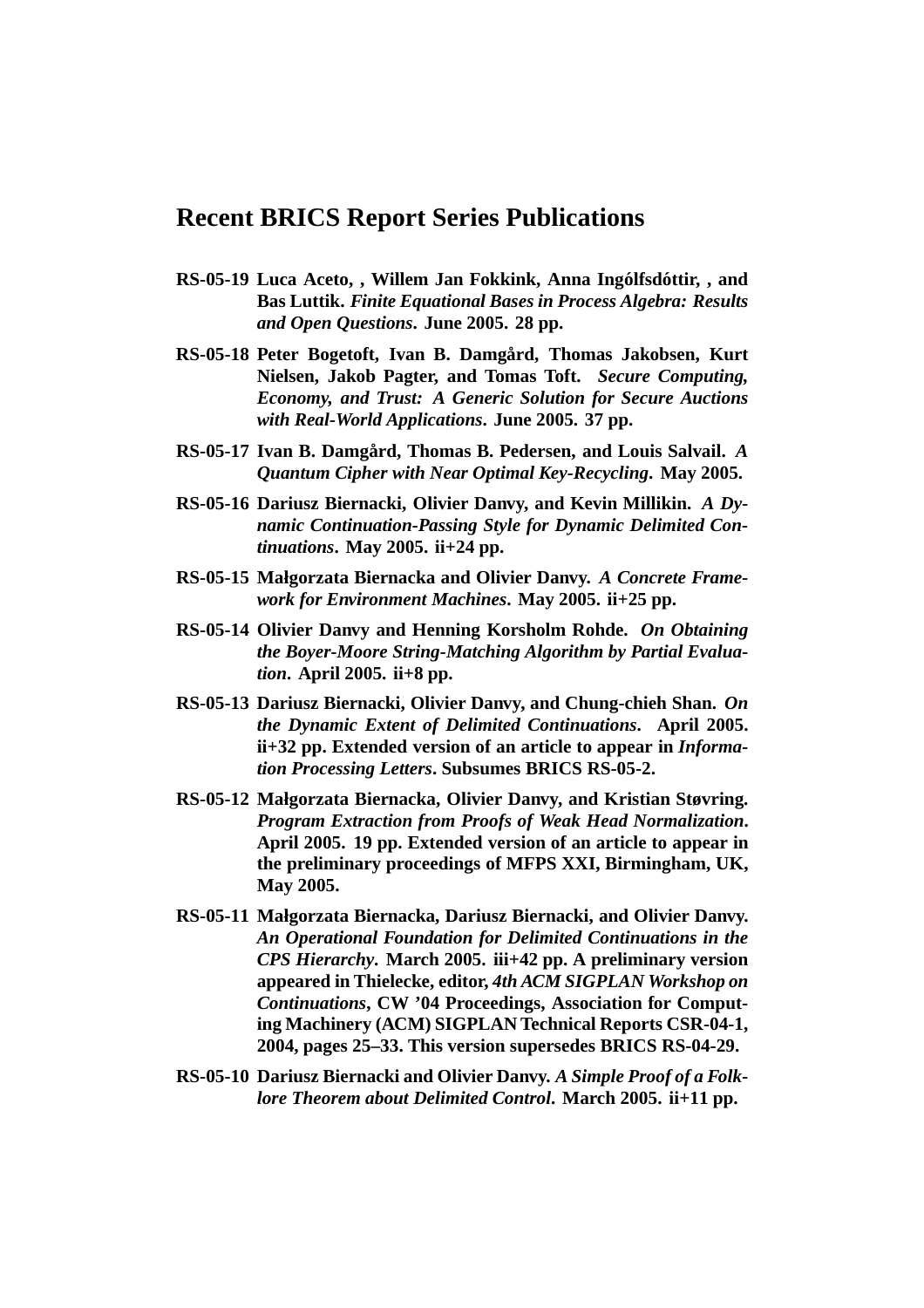## Recent BRICS Report Series Publications

**RS-05-19 Luca Aceto, , Willem Jan Fokkink, Anna Ingólfsdóttir, , and Bas Luttik. *Finite Equational Bases in Process Algebra: Results and Open Questions*. June 2005. 28 pp.**

**RS-05-18 Peter Bogetoft, Ivan B. Damgård, Thomas Jakobsen, Kurt Nielsen, Jakob Pagter, and Tomas Toft. *Secure Computing, Economy, and Trust: A Generic Solution for Secure Auctions with Real-World Applications*. June 2005. 37 pp.**

**RS-05-17 Ivan B. Damgård, Thomas B. Pedersen, and Louis Salvail. *A Quantum Cipher with Near Optimal Key-Recycling*. May 2005.**

**RS-05-16 Dariusz Biernacki, Olivier Danvy, and Kevin Millikin. *A Dynamic Continuation-Passing Style for Dynamic Delimited Continuations*. May 2005. ii+24 pp.**

**RS-05-15 Małgorzata Biernacka and Olivier Danvy. *A Concrete Framework for Environment Machines*. May 2005. ii+25 pp.**

**RS-05-14 Olivier Danvy and Henning Korsholm Rohde. *On Obtaining the Boyer-Moore String-Matching Algorithm by Partial Evaluation*. April 2005. ii+8 pp.**

**RS-05-13 Dariusz Biernacki, Olivier Danvy, and Chung-chieh Shan. *On the Dynamic Extent of Delimited Continuations*. April 2005. ii+32 pp. Extended version of an article to appear in *Information Processing Letters*. Subsumes BRICS RS-05-2.**

**RS-05-12 Małgorzata Biernacka, Olivier Danvy, and Kristian Støvring. *Program Extraction from Proofs of Weak Head Normalization*. April 2005. 19 pp. Extended version of an article to appear in the preliminary proceedings of MFPS XXI, Birmingham, UK, May 2005.**

**RS-05-11 Małgorzata Biernacka, Dariusz Biernacki, and Olivier Danvy. *An Operational Foundation for Delimited Continuations in the CPS Hierarchy*. March 2005. iii+42 pp. A preliminary version appeared in Thielecke, editor, *4th ACM SIGPLAN Workshop on Continuations*, CW '04 Proceedings, Association for Computing Machinery (ACM) SIGPLAN Technical Reports CSR-04-1, 2004, pages 25–33. This version supersedes BRICS RS-04-29.**

**RS-05-10 Dariusz Biernacki and Olivier Danvy. *A Simple Proof of a Folklore Theorem about Delimited Control*. March 2005. ii+11 pp.**